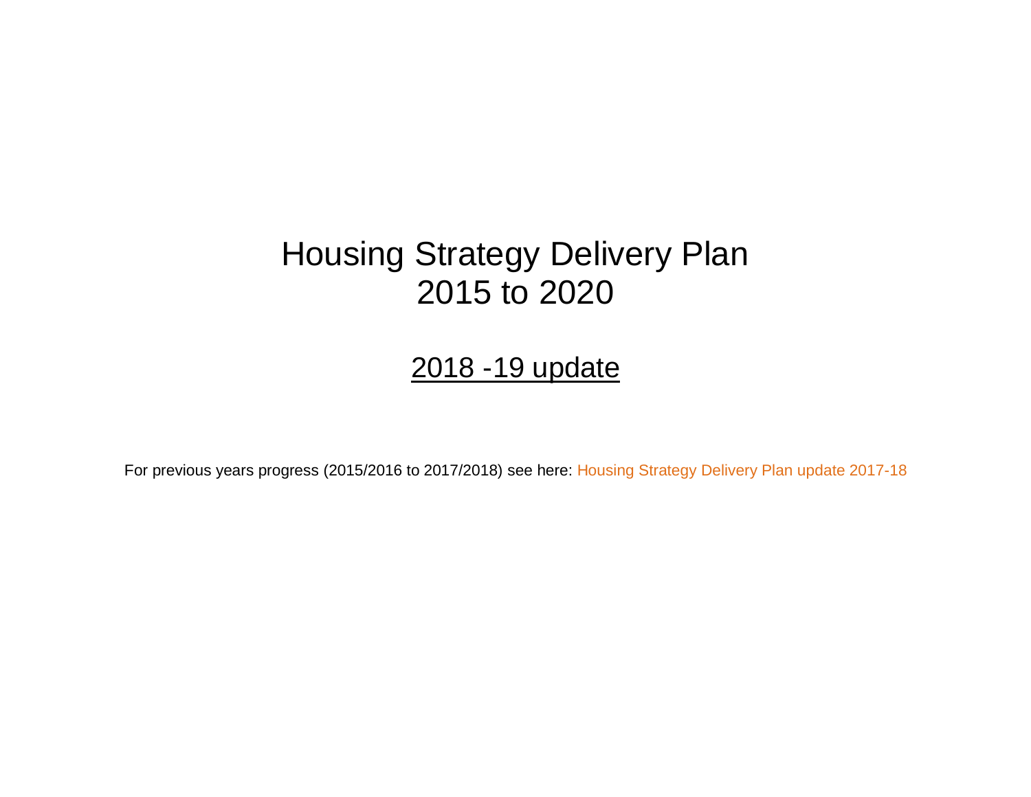# Housing Strategy Delivery Plan 2015 to 2020

## 2018 -19 update

For previous years progress (2015/2016 to 2017/2018) see here: Housing Strategy Delivery Plan update 2017-18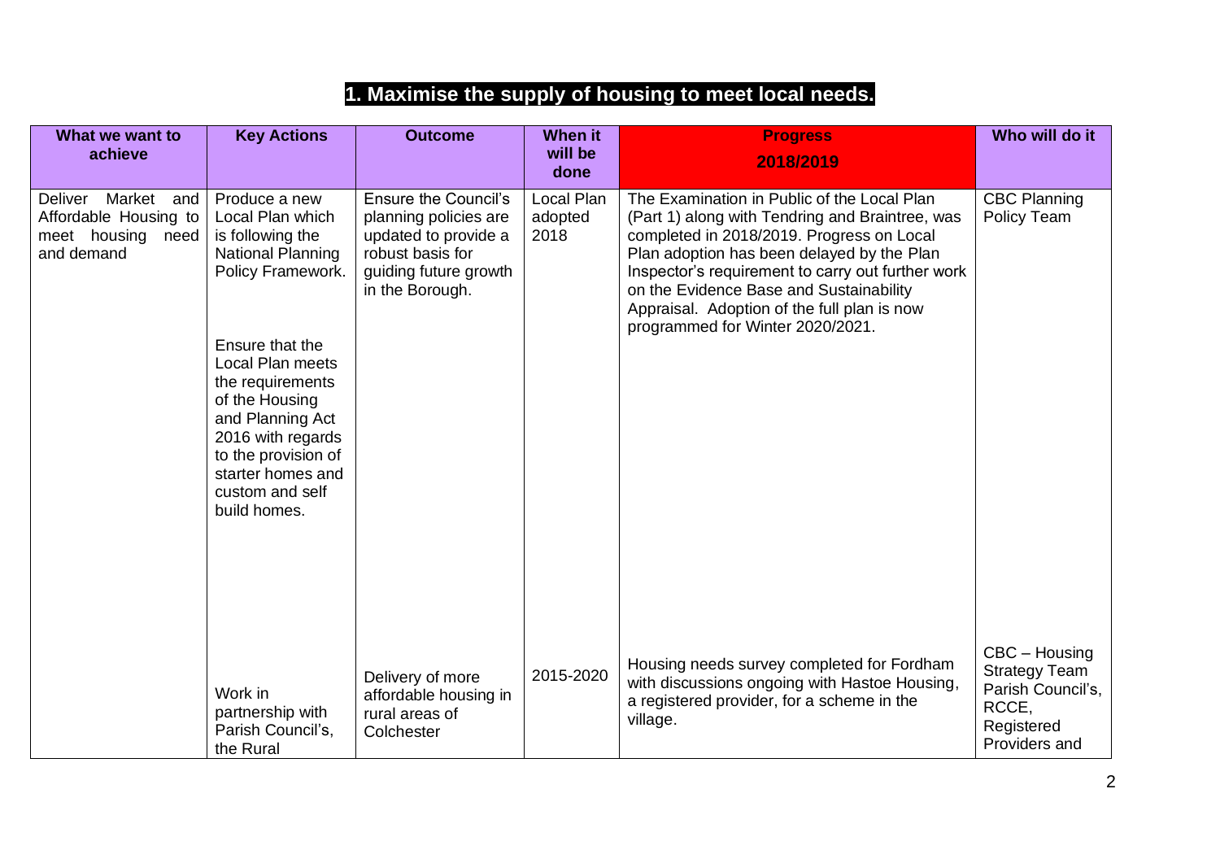# 1. Maximise the supply of housing to meet local needs.

| What we want to achieve | Key Actions | Outcome | When it will be done | Progress 2018/2019 | Who will do it |
|---|---|---|---|---|---|
| Deliver Market and Affordable Housing to meet housing need and demand | Produce a new Local Plan which is following the National Planning Policy Framework.<br><br>Ensure that the Local Plan meets the requirements of the Housing and Planning Act 2016 with regards to the provision of starter homes and custom and self build homes. | Ensure the Council's planning policies are updated to provide a robust basis for guiding future growth in the Borough. | Local Plan adopted 2018 | The Examination in Public of the Local Plan (Part 1) along with Tendring and Braintree, was completed in 2018/2019. Progress on Local Plan adoption has been delayed by the Plan Inspector's requirement to carry out further work on the Evidence Base and Sustainability Appraisal. Adoption of the full plan is now programmed for Winter 2020/2021. | CBC Planning Policy Team |
| | Work in partnership with Parish Council's, the Rural | Delivery of more affordable housing in rural areas of Colchester | 2015-2020 | Housing needs survey completed for Fordham with discussions ongoing with Hastoe Housing, a registered provider, for a scheme in the village. | CBC – Housing Strategy Team Parish Council's, RCCE, Registered Providers and |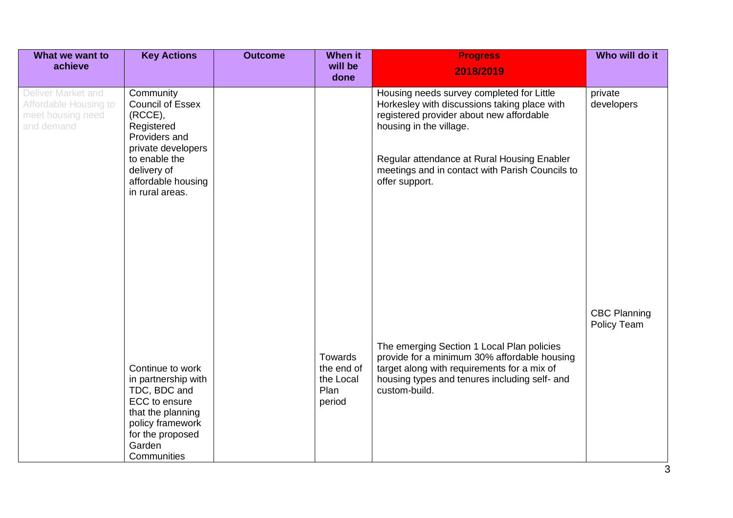| What we want to achieve | Key Actions | Outcome | When it will be done | Progress 2018/2019 | Who will do it |
|---|---|---|---|---|---|
| Deliver Market and Affordable Housing to meet housing need and demand | Community Council of Essex (RCCE), Registered Providers and private developers to enable the delivery of affordable housing in rural areas. | | | Housing needs survey completed for Little Horkesley with discussions taking place with registered provider about new affordable housing in the village.<br><br>Regular attendance at Rural Housing Enabler meetings and in contact with Parish Councils to offer support. | private developers |
| | Continue to work in partnership with TDC, BDC and ECC to ensure that the planning policy framework for the proposed Garden Communities | | Towards the end of the Local Plan period | The emerging Section 1 Local Plan policies provide for a minimum 30% affordable housing target along with requirements for a mix of housing types and tenures including self- and custom-build. | CBC Planning Policy Team |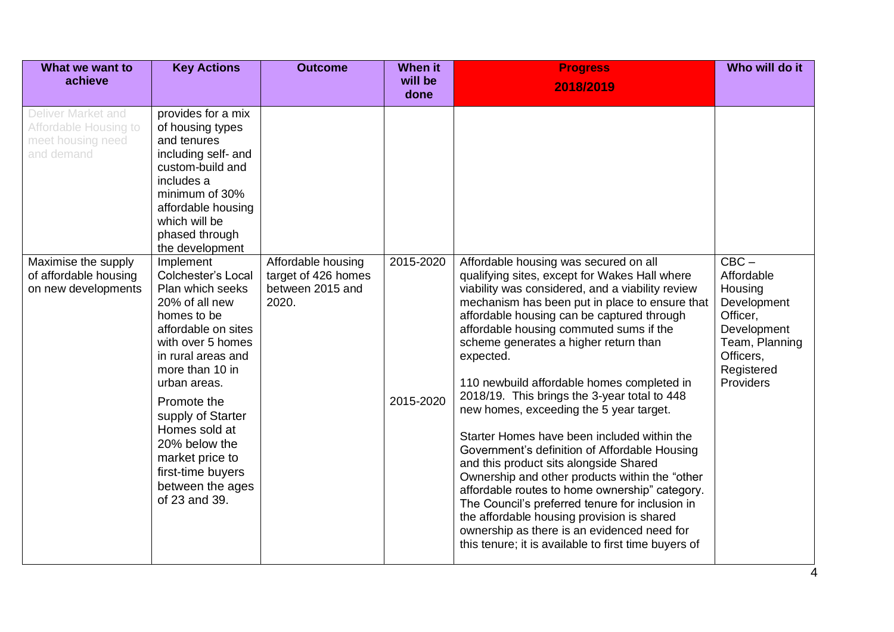| What we want to achieve | Key Actions | Outcome | When it will be done | Progress 2018/2019 | Who will do it |
|---|---|---|---|---|---|
| Deliver Market and Affordable Housing to meet housing need and demand | provides for a mix of housing types and tenures including self- and custom-build and includes a minimum of 30% affordable housing which will be phased through the development | | | | |
| Maximise the supply of affordable housing on new developments | Implement Colchester's Local Plan which seeks 20% of all new homes to be affordable on sites with over 5 homes in rural areas and more than 10 in urban areas.<br><br>Promote the supply of Starter Homes sold at 20% below the market price to first-time buyers between the ages of 23 and 39. | Affordable housing target of 426 homes between 2015 and 2020. | 2015-2020<br><br>2015-2020 | Affordable housing was secured on all qualifying sites, except for Wakes Hall where viability was considered, and a viability review mechanism has been put in place to ensure that affordable housing can be captured through affordable housing commuted sums if the scheme generates a higher return than expected.<br><br>110 newbuild affordable homes completed in 2018/19. This brings the 3-year total to 448 new homes, exceeding the 5 year target.<br><br>Starter Homes have been included within the Government's definition of Affordable Housing and this product sits alongside Shared Ownership and other products within the "other affordable routes to home ownership" category. The Council's preferred tenure for inclusion in the affordable housing provision is shared ownership as there is an evidenced need for this tenure; it is available to first time buyers of | CBC – Affordable Housing Development Officer, Development Team, Planning Officers, Registered Providers |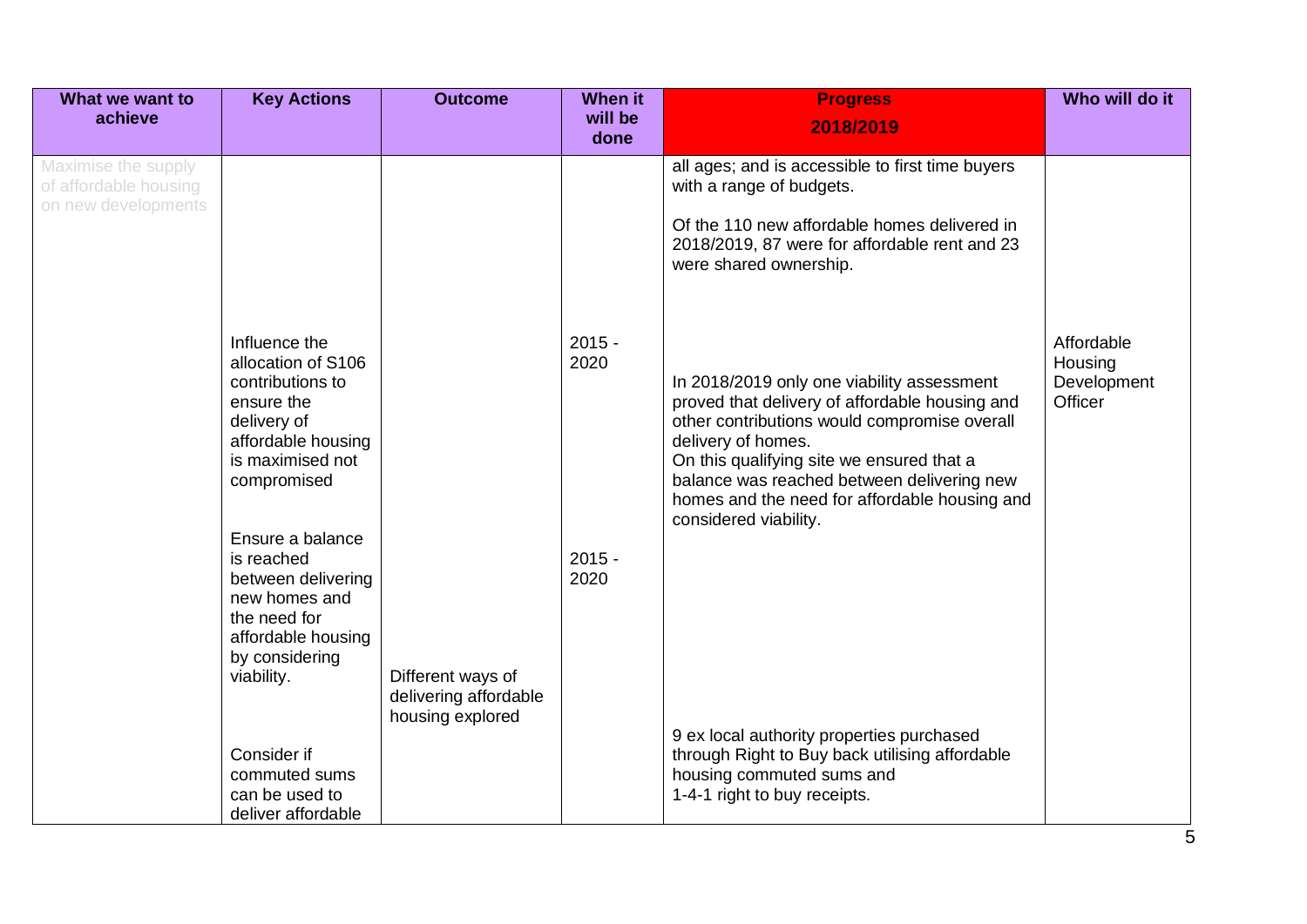| What we want to achieve | Key Actions | Outcome | When it will be done | Progress 2018/2019 | Who will do it |
|---|---|---|---|---|---|
| Maximise the supply of affordable housing on new developments | | | | all ages; and is accessible to first time buyers with a range of budgets.<br><br>Of the 110 new affordable homes delivered in 2018/2019, 87 were for affordable rent and 23 were shared ownership. | |
| | Influence the allocation of S106 contributions to ensure the delivery of affordable housing is maximised not compromised | | 2015 - 2020 | In 2018/2019 only one viability assessment proved that delivery of affordable housing and other contributions would compromise overall delivery of homes.<br>On this qualifying site we ensured that a balance was reached between delivering new homes and the need for affordable housing and considered viability. | Affordable Housing Development Officer |
| | Ensure a balance is reached between delivering new homes and the need for affordable housing by considering viability. | | 2015 - 2020 | | |
| | Consider if commuted sums can be used to deliver affordable | Different ways of delivering affordable housing explored | | 9 ex local authority properties purchased through Right to Buy back utilising affordable housing commuted sums and 1-4-1 right to buy receipts. | |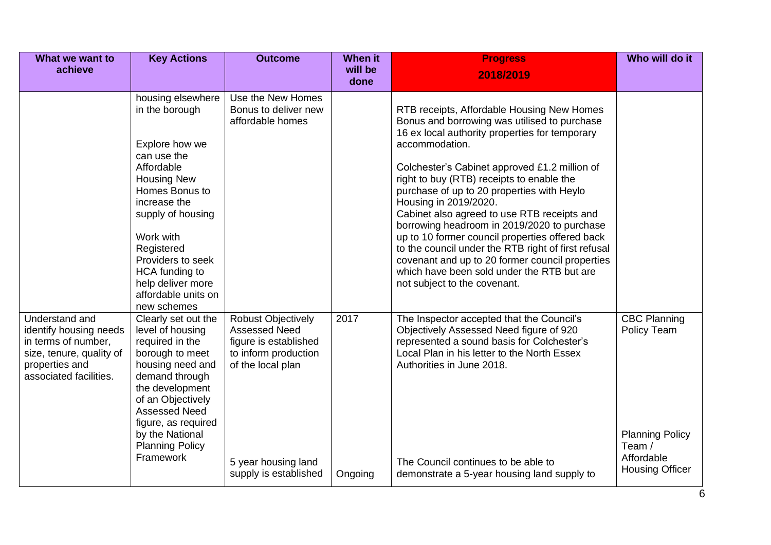| What we want to achieve | Key Actions | Outcome | When it will be done | Progress 2018/2019 | Who will do it |
| --- | --- | --- | --- | --- | --- |
| | housing elsewhere in the borough<br><br>Explore how we can use the Affordable Housing New Homes Bonus to increase the supply of housing<br><br>Work with Registered Providers to seek HCA funding to help deliver more affordable units on new schemes | Use the New Homes Bonus to deliver new affordable homes | | RTB receipts, Affordable Housing New Homes Bonus and borrowing was utilised to purchase 16 ex local authority properties for temporary accommodation.<br><br>Colchester's Cabinet approved £1.2 million of right to buy (RTB) receipts to enable the purchase of up to 20 properties with Heylo Housing in 2019/2020.<br>Cabinet also agreed to use RTB receipts and borrowing headroom in 2019/2020 to purchase up to 10 former council properties offered back to the council under the RTB right of first refusal covenant and up to 20 former council properties which have been sold under the RTB but are not subject to the covenant. | |
| Understand and identify housing needs in terms of number, size, tenure, quality of properties and associated facilities. | Clearly set out the level of housing required in the borough to meet housing need and demand through the development of an Objectively Assessed Need figure, as required by the National Planning Policy Framework | Robust Objectively Assessed Need figure is established to inform production of the local plan | 2017 | The Inspector accepted that the Council's Objectively Assessed Need figure of 920 represented a sound basis for Colchester's Local Plan in his letter to the North Essex Authorities in June 2018. | CBC Planning Policy Team |
| | | 5 year housing land supply is established | Ongoing | The Council continues to be able to demonstrate a 5-year housing land supply to | Planning Policy Team / Affordable Housing Officer |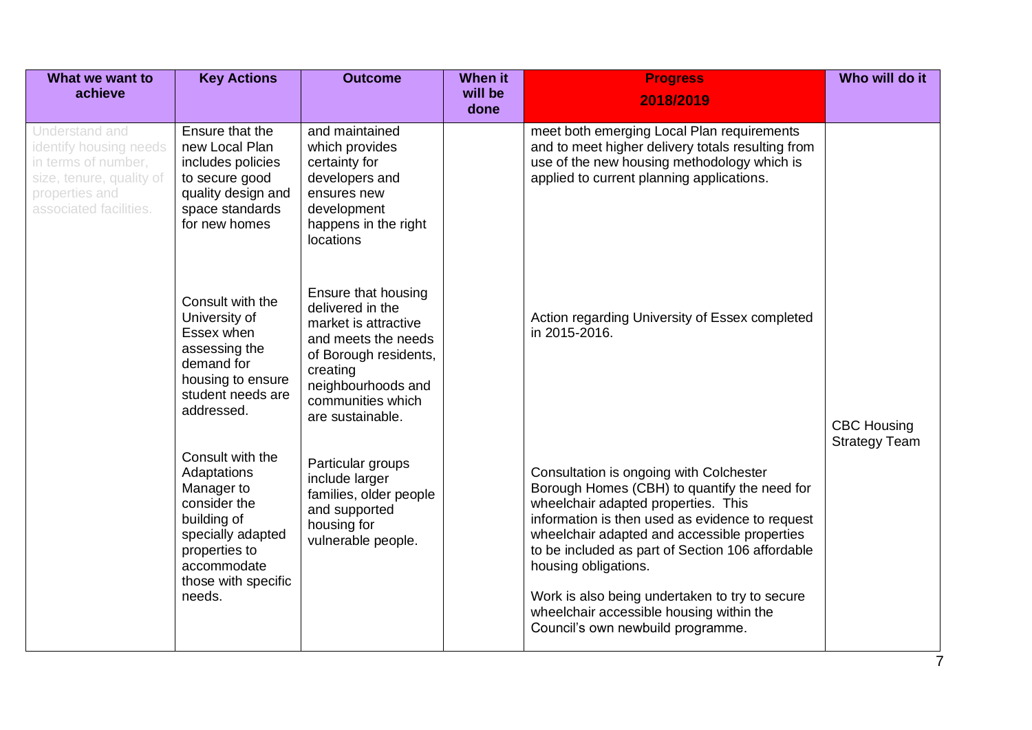| What we want to achieve | Key Actions | Outcome | When it will be done | Progress 2018/2019 | Who will do it |
|---|---|---|---|---|---|
| Understand and identify housing needs in terms of number, size, tenure, quality of properties and associated facilities. | Ensure that the new Local Plan includes policies to secure good quality design and space standards for new homes | and maintained which provides certainty for developers and ensures new development happens in the right locations | | meet both emerging Local Plan requirements and to meet higher delivery totals resulting from use of the new housing methodology which is applied to current planning applications. | CBC Housing Strategy Team |
| | Consult with the University of Essex when assessing the demand for housing to ensure student needs are addressed. | Ensure that housing delivered in the market is attractive and meets the needs of Borough residents, creating neighbourhoods and communities which are sustainable. | | Action regarding University of Essex completed in 2015-2016. | |
| | Consult with the Adaptations Manager to consider the building of specially adapted properties to accommodate those with specific needs. | Particular groups include larger families, older people and supported housing for vulnerable people. | | Consultation is ongoing with Colchester Borough Homes (CBH) to quantify the need for wheelchair adapted properties. This information is then used as evidence to request wheelchair adapted and accessible properties to be included as part of Section 106 affordable housing obligations.<br><br>Work is also being undertaken to try to secure wheelchair accessible housing within the Council's own newbuild programme. | |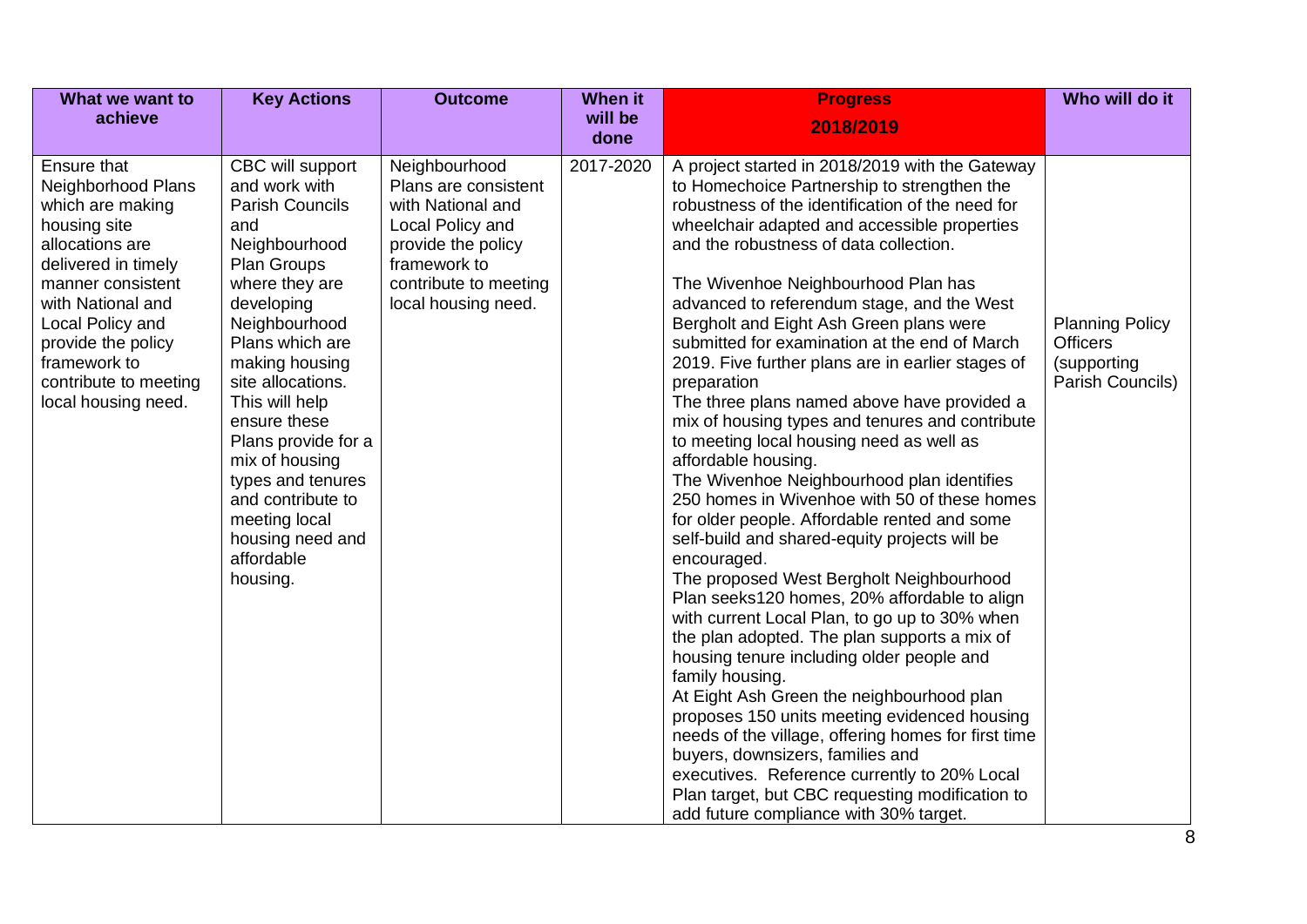| What we want to achieve | Key Actions | Outcome | When it will be done | Progress 2018/2019 | Who will do it |
|---|---|---|---|---|---|
| Ensure that Neighborhood Plans which are making housing site allocations are delivered in timely manner consistent with National and Local Policy and provide the policy framework to contribute to meeting local housing need. | CBC will support and work with Parish Councils and Neighbourhood Plan Groups where they are developing Neighbourhood Plans which are making housing site allocations. This will help ensure these Plans provide for a mix of housing types and tenures and contribute to meeting local housing need and affordable housing. | Neighbourhood Plans are consistent with National and Local Policy and provide the policy framework to contribute to meeting local housing need. | 2017-2020 | A project started in 2018/2019 with the Gateway to Homechoice Partnership to strengthen the robustness of the identification of the need for wheelchair adapted and accessible properties and the robustness of data collection.<br><br>The Wivenhoe Neighbourhood Plan has advanced to referendum stage, and the West Bergholt and Eight Ash Green plans were submitted for examination at the end of March 2019. Five further plans are in earlier stages of preparation<br>The three plans named above have provided a mix of housing types and tenures and contribute to meeting local housing need as well as affordable housing.<br>The Wivenhoe Neighbourhood plan identifies 250 homes in Wivenhoe with 50 of these homes for older people. Affordable rented and some self-build and shared-equity projects will be encouraged.<br>The proposed West Bergholt Neighbourhood Plan seeks120 homes, 20% affordable to align with current Local Plan, to go up to 30% when the plan adopted. The plan supports a mix of housing tenure including older people and family housing.<br>At Eight Ash Green the neighbourhood plan proposes 150 units meeting evidenced housing needs of the village, offering homes for first time buyers, downsizers, families and executives. Reference currently to 20% Local Plan target, but CBC requesting modification to add future compliance with 30% target. | Planning Policy Officers (supporting Parish Councils) |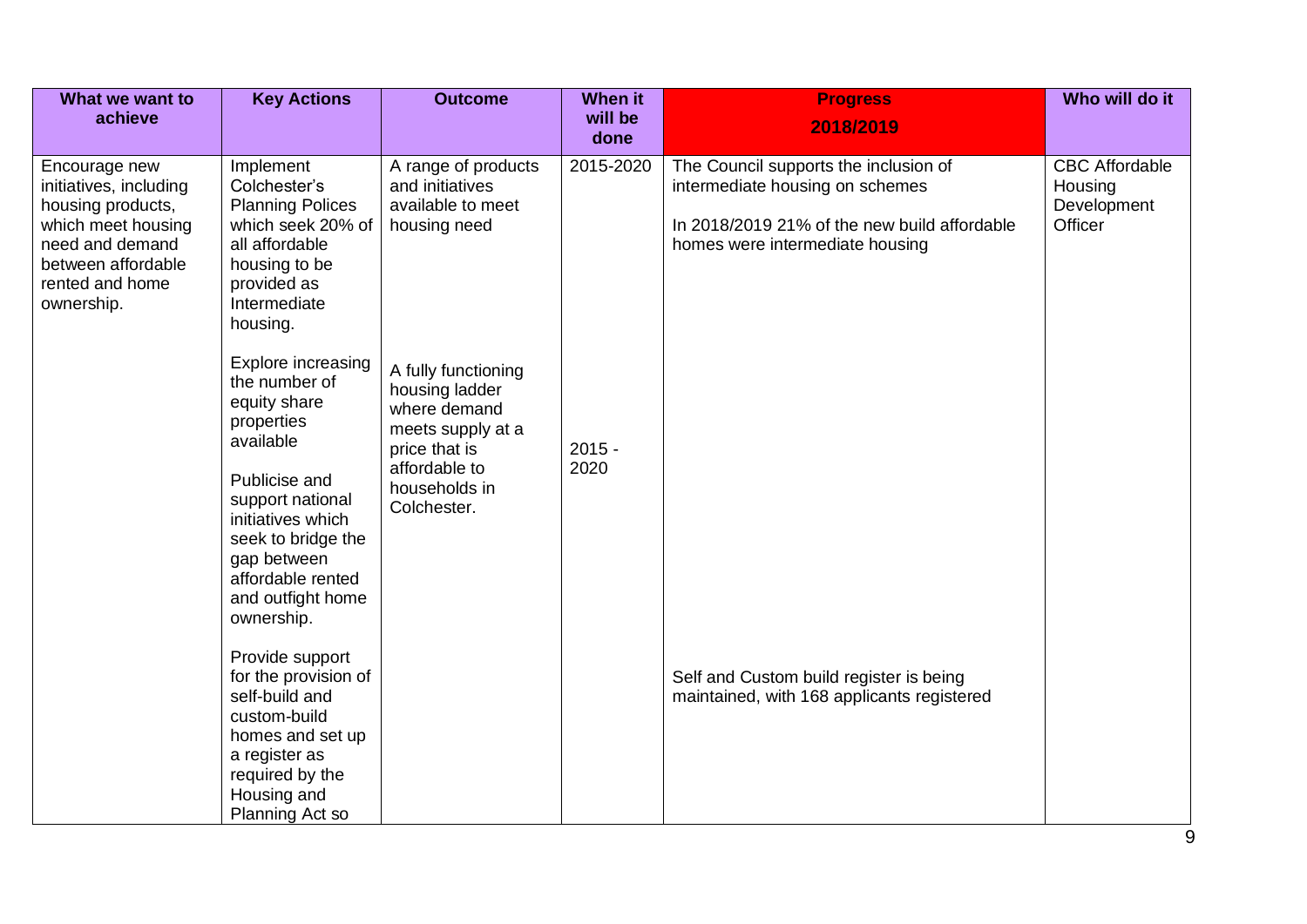| What we want to achieve | Key Actions | Outcome | When it will be done | Progress 2018/2019 | Who will do it |
|---|---|---|---|---|---|
| Encourage new initiatives, including housing products, which meet housing need and demand between affordable rented and home ownership. | Implement Colchester's Planning Polices which seek 20% of all affordable housing to be provided as Intermediate housing. | A range of products and initiatives available to meet housing need | 2015-2020 | The Council supports the inclusion of intermediate housing on schemes<br><br>In 2018/2019 21% of the new build affordable homes were intermediate housing | CBC Affordable Housing Development Officer |
| | Explore increasing the number of equity share properties available<br><br>Publicise and support national initiatives which seek to bridge the gap between affordable rented and outfight home ownership. | A fully functioning housing ladder where demand meets supply at a price that is affordable to households in Colchester. | 2015 - 2020 | | |
| | Provide support for the provision of self-build and custom-build homes and set up a register as required by the Housing and Planning Act so | | | Self and Custom build register is being maintained, with 168 applicants registered | |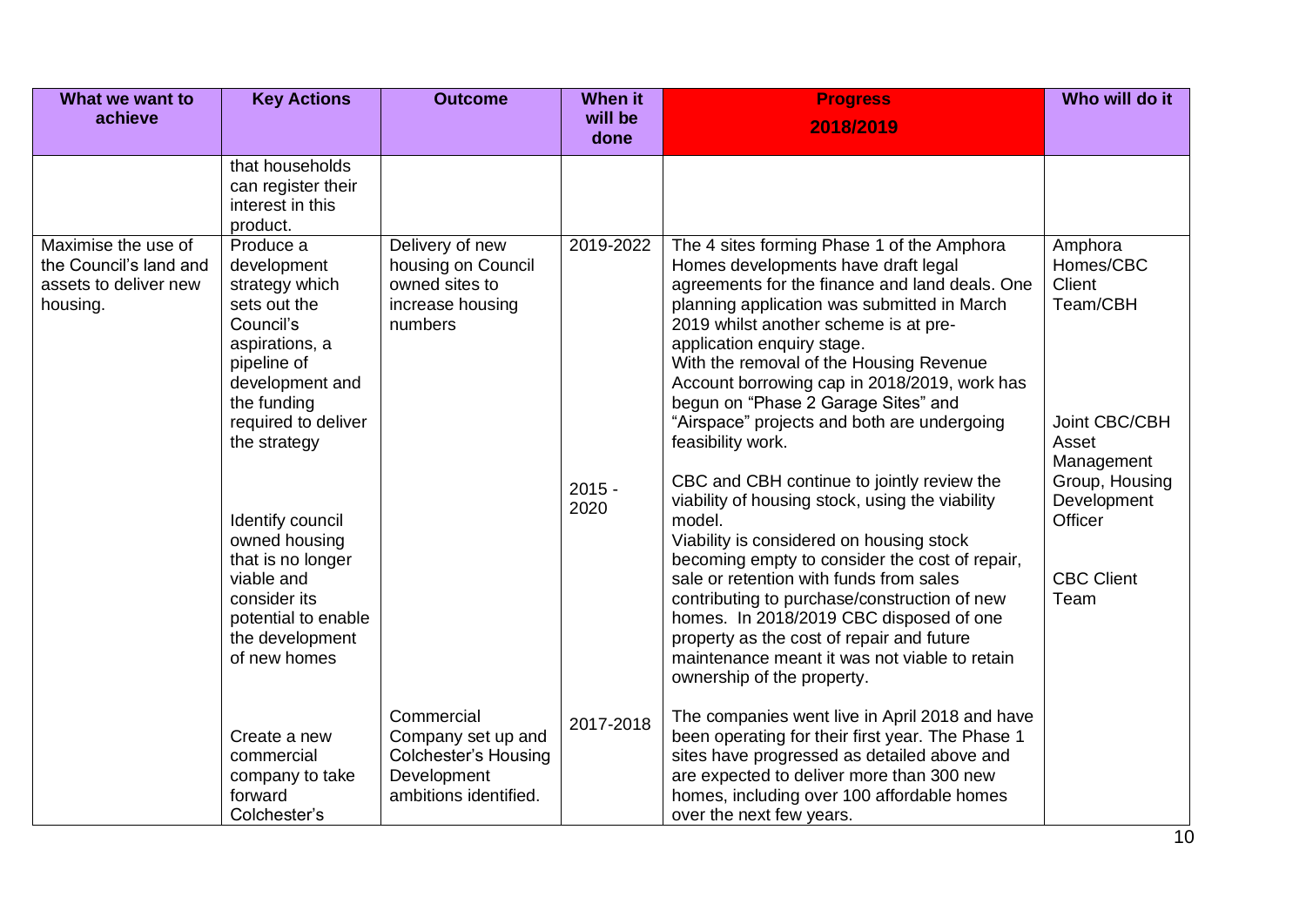| What we want to achieve | Key Actions | Outcome | When it will be done | Progress 2018/2019 | Who will do it |
|---|---|---|---|---|---|
| | that households can register their interest in this product. | | | | |
| Maximise the use of the Council's land and assets to deliver new housing. | Produce a development strategy which sets out the Council's aspirations, a pipeline of development and the funding required to deliver the strategy | Delivery of new housing on Council owned sites to increase housing numbers | 2019-2022 | The 4 sites forming Phase 1 of the Amphora Homes developments have draft legal agreements for the finance and land deals. One planning application was submitted in March 2019 whilst another scheme is at pre-application enquiry stage. With the removal of the Housing Revenue Account borrowing cap in 2018/2019, work has begun on "Phase 2 Garage Sites" and "Airspace" projects and both are undergoing feasibility work. | Amphora Homes/CBC Client Team/CBH |
| | Identify council owned housing that is no longer viable and consider its potential to enable the development of new homes | | 2015 - 2020 | CBC and CBH continue to jointly review the viability of housing stock, using the viability model. Viability is considered on housing stock becoming empty to consider the cost of repair, sale or retention with funds from sales contributing to purchase/construction of new homes. In 2018/2019 CBC disposed of one property as the cost of repair and future maintenance meant it was not viable to retain ownership of the property. | Joint CBC/CBH Asset Management Group, Housing Development Officer |
| | Create a new commercial company to take forward Colchester's | Commercial Company set up and Colchester's Housing Development ambitions identified. | 2017-2018 | The companies went live in April 2018 and have been operating for their first year. The Phase 1 sites have progressed as detailed above and are expected to deliver more than 300 new homes, including over 100 affordable homes over the next few years. | CBC Client Team |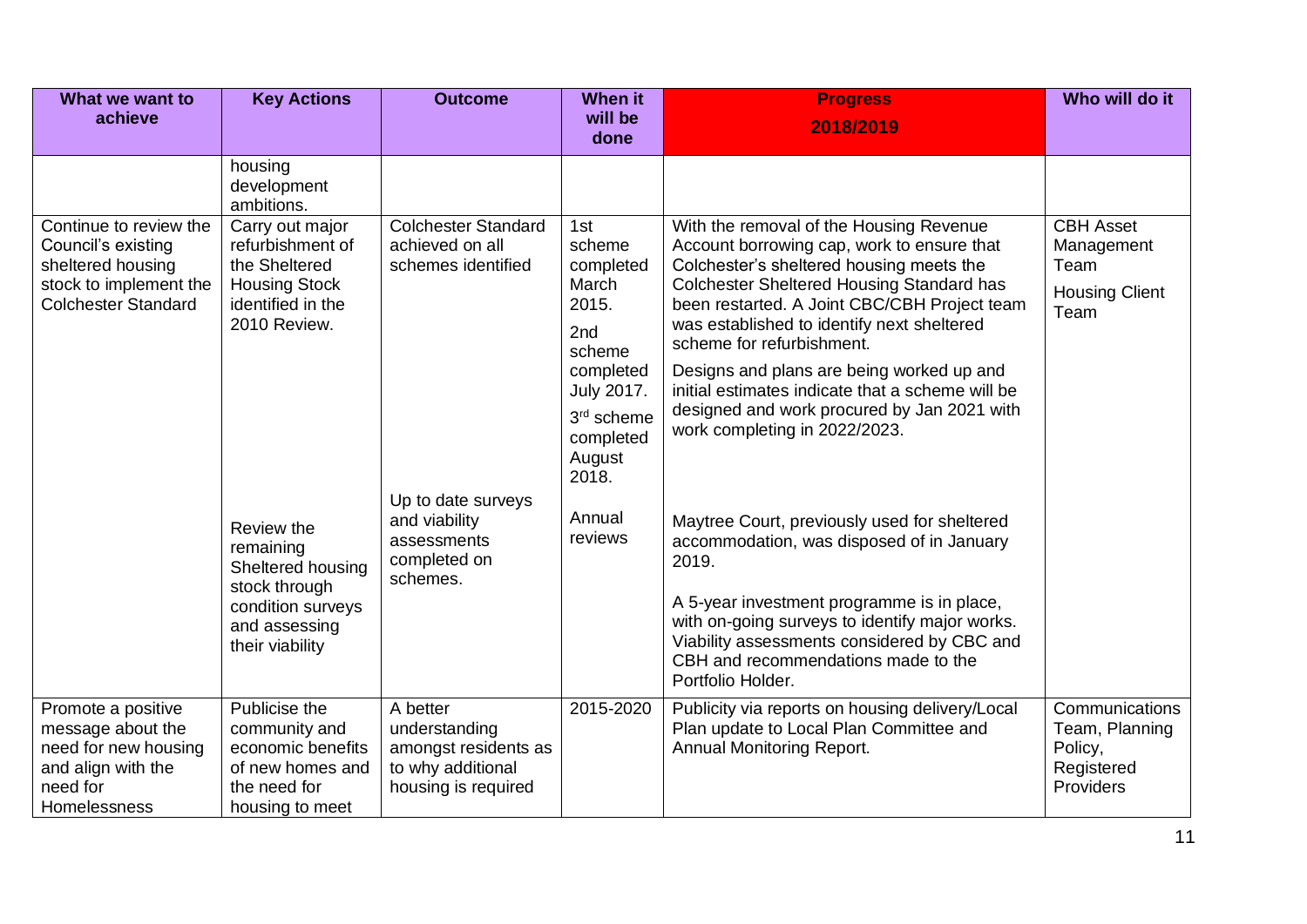| What we want to achieve | Key Actions | Outcome | When it will be done | Progress 2018/2019 | Who will do it |
|---|---|---|---|---|---|
| | housing development ambitions. | | | | |
| Continue to review the Council's existing sheltered housing stock to implement the Colchester Standard | Carry out major refurbishment of the Sheltered Housing Stock identified in the 2010 Review. | Colchester Standard achieved on all schemes identified | 1st scheme completed March 2015.<br>2nd scheme completed July 2017.<br>3rd scheme completed August 2018. | With the removal of the Housing Revenue Account borrowing cap, work to ensure that Colchester's sheltered housing meets the Colchester Sheltered Housing Standard has been restarted. A Joint CBC/CBH Project team was established to identify next sheltered scheme for refurbishment.<br>Designs and plans are being worked up and initial estimates indicate that a scheme will be designed and work procured by Jan 2021 with work completing in 2022/2023. | CBH Asset Management Team<br>Housing Client Team |
| | Review the remaining Sheltered housing stock through condition surveys and assessing their viability | Up to date surveys and viability assessments completed on schemes. | Annual reviews | Maytree Court, previously used for sheltered accommodation, was disposed of in January 2019.<br>A 5-year investment programme is in place, with on-going surveys to identify major works. Viability assessments considered by CBC and CBH and recommendations made to the Portfolio Holder. | |
| Promote a positive message about the need for new housing and align with the need for Homelessness | Publicise the community and economic benefits of new homes and the need for housing to meet | A better understanding amongst residents as to why additional housing is required | 2015-2020 | Publicity via reports on housing delivery/Local Plan update to Local Plan Committee and Annual Monitoring Report. | Communications Team, Planning Policy, Registered Providers |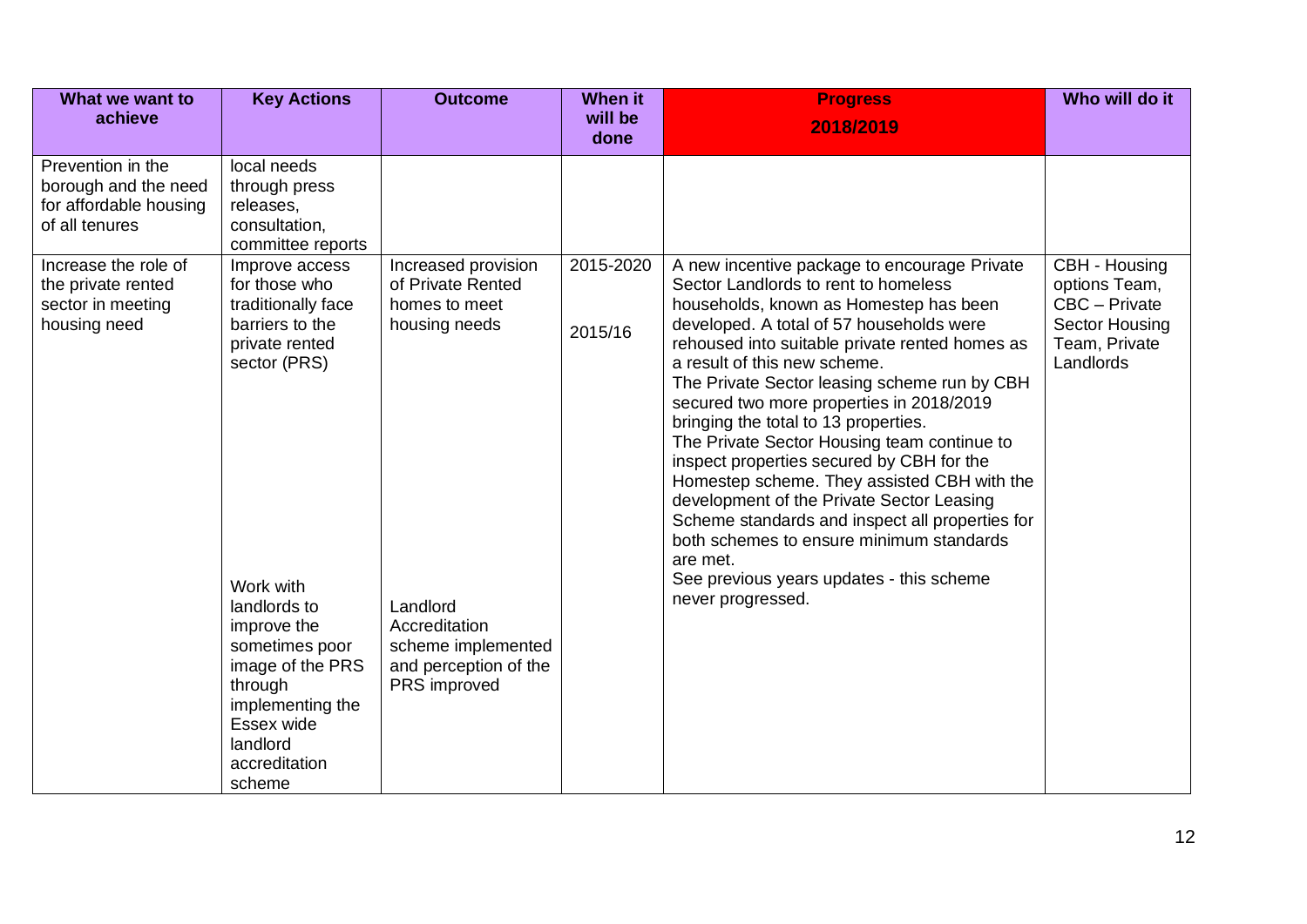| What we want to achieve | Key Actions | Outcome | When it will be done | Progress 2018/2019 | Who will do it |
|---|---|---|---|---|---|
| Prevention in the borough and the need for affordable housing of all tenures | local needs through press releases, consultation, committee reports | | | | |
| Increase the role of the private rented sector in meeting housing need | Improve access for those who traditionally face barriers to the private rented sector (PRS) | Increased provision of Private Rented homes to meet housing needs | 2015-2020 | A new incentive package to encourage Private Sector Landlords to rent to homeless households, known as Homestep has been developed. A total of 57 households were rehoused into suitable private rented homes as a result of this new scheme. The Private Sector leasing scheme run by CBH secured two more properties in 2018/2019 bringing the total to 13 properties. The Private Sector Housing team continue to inspect properties secured by CBH for the Homestep scheme. They assisted CBH with the development of the Private Sector Leasing Scheme standards and inspect all properties for both schemes to ensure minimum standards are met. | CBH - Housing options Team, CBC – Private Sector Housing Team, Private Landlords |
| | Work with landlords to improve the sometimes poor image of the PRS through implementing the Essex wide landlord accreditation scheme | Landlord Accreditation scheme implemented and perception of the PRS improved | 2015/16 | See previous years updates - this scheme never progressed. | |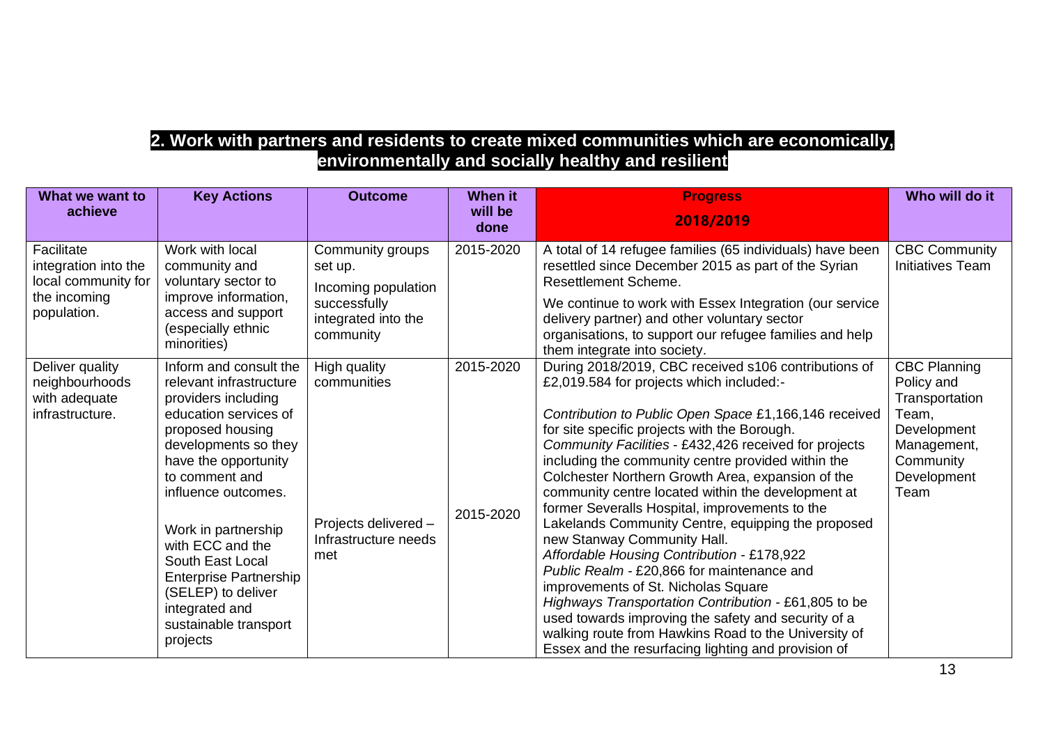## 2. Work with partners and residents to create mixed communities which are economically, environmentally and socially healthy and resilient

| What we want to achieve | Key Actions | Outcome | When it will be done | Progress 2018/2019 | Who will do it |
|---|---|---|---|---|---|
| Facilitate integration into the local community for the incoming population. | Work with local community and voluntary sector to improve information, access and support (especially ethnic minorities) | Community groups set up.<br>Incoming population successfully integrated into the community | 2015-2020 | A total of 14 refugee families (65 individuals) have been resettled since December 2015 as part of the Syrian Resettlement Scheme.<br>We continue to work with Essex Integration (our service delivery partner) and other voluntary sector organisations, to support our refugee families and help them integrate into society. | CBC Community Initiatives Team |
| Deliver quality neighbourhoods with adequate infrastructure. | Inform and consult the relevant infrastructure providers including education services of proposed housing developments so they have the opportunity to comment and influence outcomes.<br><br>Work in partnership with ECC and the South East Local Enterprise Partnership (SELEP) to deliver integrated and sustainable transport projects | High quality communities<br><br>Projects delivered – Infrastructure needs met | 2015-2020<br><br>2015-2020 | During 2018/2019, CBC received s106 contributions of £2,019.584 for projects which included:-<br><br>*Contribution to Public Open Space* £1,166,146 received for site specific projects with the Borough.<br>*Community Facilities* - £432,426 received for projects including the community centre provided within the Colchester Northern Growth Area, expansion of the community centre located within the development at former Severalls Hospital, improvements to the Lakelands Community Centre, equipping the proposed new Stanway Community Hall.<br>*Affordable Housing Contribution* - £178,922<br>*Public Realm* - £20,866 for maintenance and improvements of St. Nicholas Square<br>*Highways Transportation Contribution* - £61,805 to be used towards improving the safety and security of a walking route from Hawkins Road to the University of Essex and the resurfacing lighting and provision of | CBC Planning Policy and Transportation Team, Development Management, Community Development Team |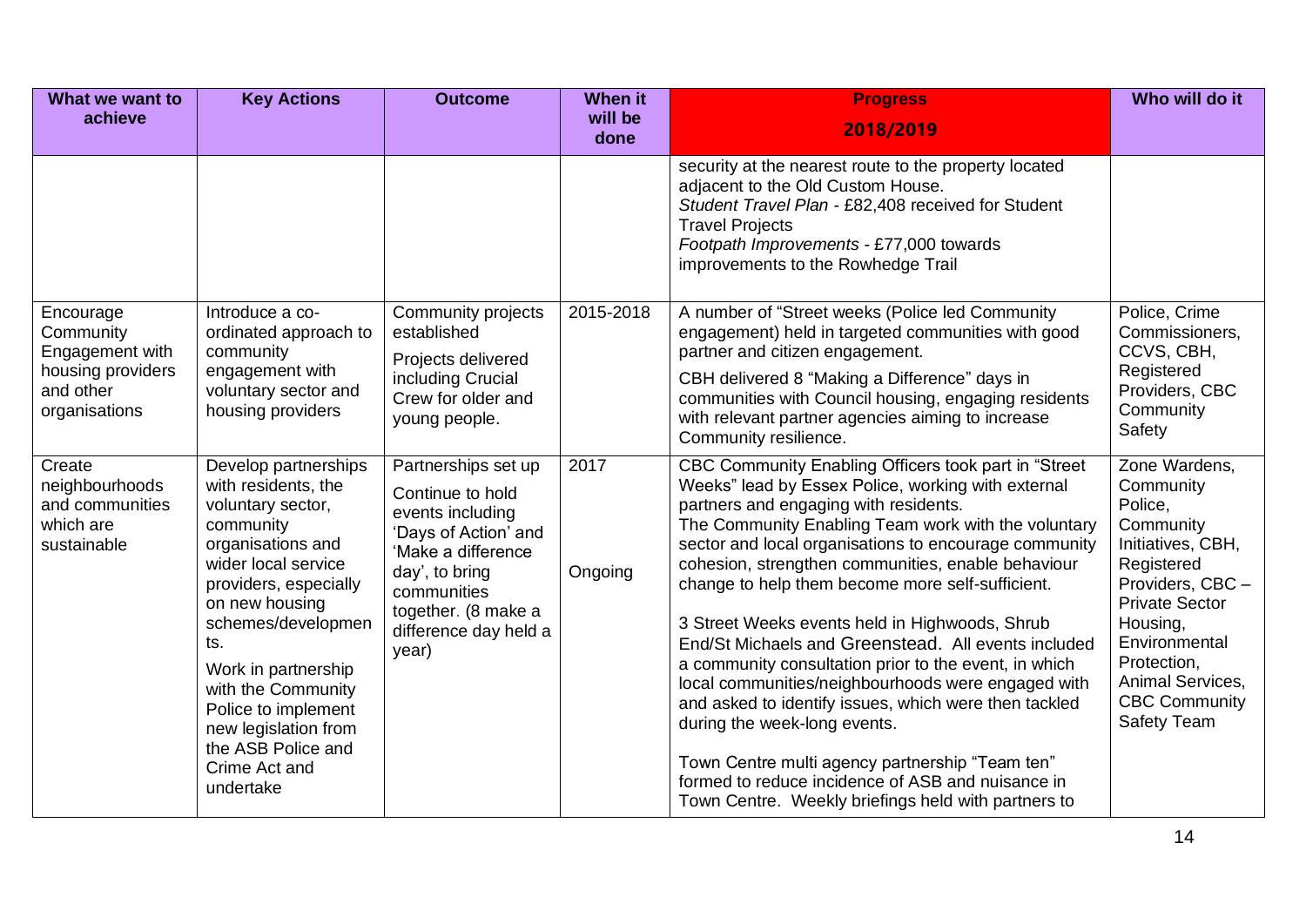| What we want to achieve | Key Actions | Outcome | When it will be done | Progress 2018/2019 | Who will do it |
|---|---|---|---|---|---|
| | | | | security at the nearest route to the property located adjacent to the Old Custom House.<br>*Student Travel Plan* - £82,408 received for Student Travel Projects<br>*Footpath Improvements* - £77,000 towards improvements to the Rowhedge Trail | |
| Encourage Community Engagement with housing providers and other organisations | Introduce a co-ordinated approach to community engagement with voluntary sector and housing providers | Community projects established<br>Projects delivered including Crucial Crew for older and young people. | 2015-2018 | A number of "Street weeks (Police led Community engagement) held in targeted communities with good partner and citizen engagement.<br>CBH delivered 8 "Making a Difference" days in communities with Council housing, engaging residents with relevant partner agencies aiming to increase Community resilience. | Police, Crime Commissioners, CCVS, CBH, Registered Providers, CBC Community Safety |
| Create neighbourhoods and communities which are sustainable | Develop partnerships with residents, the voluntary sector, community organisations and wider local service providers, especially on new housing schemes/developments.<br>Work in partnership with the Community Police to implement new legislation from the ASB Police and Crime Act and undertake | Partnerships set up<br>Continue to hold events including 'Days of Action' and 'Make a difference day', to bring communities together. (8 make a difference day held a year) | 2017<br>Ongoing | CBC Community Enabling Officers took part in "Street Weeks" lead by Essex Police, working with external partners and engaging with residents.<br>The Community Enabling Team work with the voluntary sector and local organisations to encourage community cohesion, strengthen communities, enable behaviour change to help them become more self-sufficient.<br>3 Street Weeks events held in Highwoods, Shrub End/St Michaels and Greenstead. All events included a community consultation prior to the event, in which local communities/neighbourhoods were engaged with and asked to identify issues, which were then tackled during the week-long events.<br>Town Centre multi agency partnership "Team ten" formed to reduce incidence of ASB and nuisance in Town Centre. Weekly briefings held with partners to | Zone Wardens, Community Police, Community Initiatives, CBH, Registered Providers, CBC – Private Sector Housing, Environmental Protection, Animal Services, CBC Community Safety Team |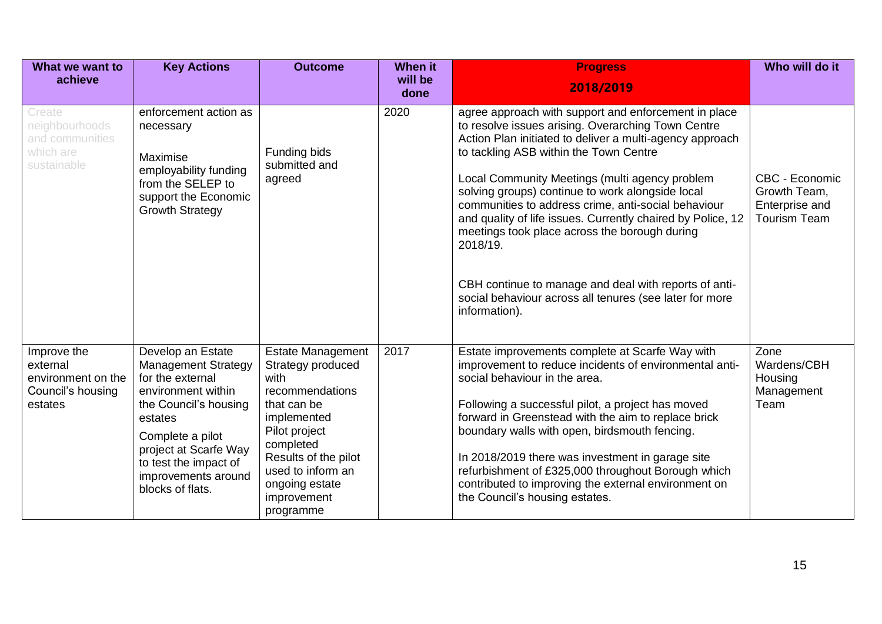| What we want to achieve | Key Actions | Outcome | When it will be done | Progress 2018/2019 | Who will do it |
| --- | --- | --- | --- | --- | --- |
| Create neighbourhoods and communities which are sustainable | enforcement action as necessary<br><br>Maximise employability funding from the SELEP to support the Economic Growth Strategy | Funding bids submitted and agreed | 2020 | agree approach with support and enforcement in place to resolve issues arising. Overarching Town Centre Action Plan initiated to deliver a multi-agency approach to tackling ASB within the Town Centre<br><br>Local Community Meetings (multi agency problem solving groups) continue to work alongside local communities to address crime, anti-social behaviour and quality of life issues. Currently chaired by Police, 12 meetings took place across the borough during 2018/19.<br><br>CBH continue to manage and deal with reports of anti-social behaviour across all tenures (see later for more information). | CBC - Economic Growth Team, Enterprise and Tourism Team |
| Improve the external environment on the Council's housing estates | Develop an Estate Management Strategy for the external environment within the Council's housing estates<br><br>Complete a pilot project at Scarfe Way to test the impact of improvements around blocks of flats. | Estate Management Strategy produced with recommendations that can be implemented<br>Pilot project completed<br>Results of the pilot used to inform an ongoing estate improvement programme | 2017 | Estate improvements complete at Scarfe Way with improvement to reduce incidents of environmental anti-social behaviour in the area.<br><br>Following a successful pilot, a project has moved forward in Greenstead with the aim to replace brick boundary walls with open, birdsmouth fencing.<br><br>In 2018/2019 there was investment in garage site refurbishment of £325,000 throughout Borough which contributed to improving the external environment on the Council's housing estates. | Zone Wardens/CBH Housing Management Team |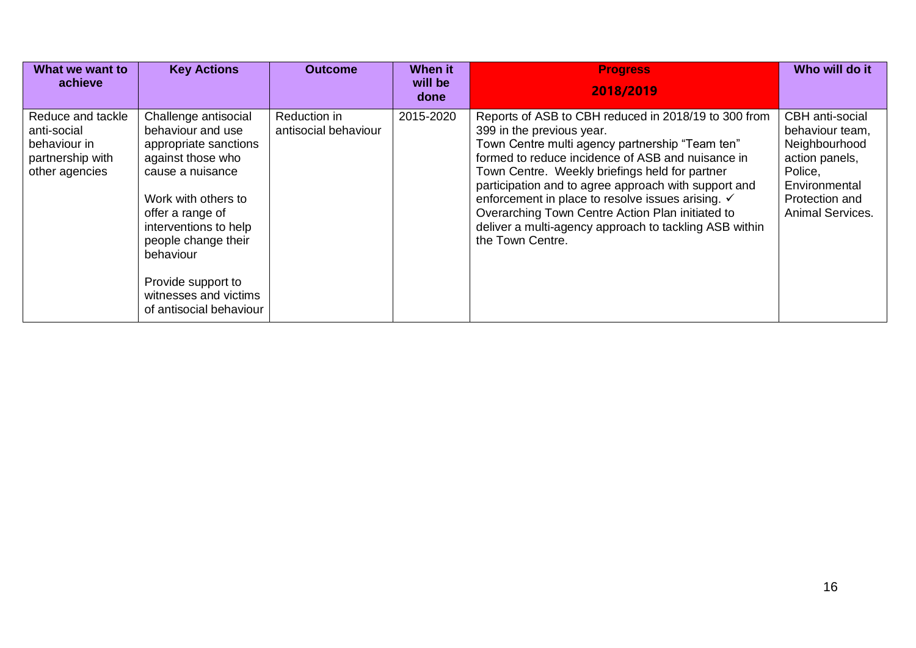| What we want to achieve | Key Actions | Outcome | When it will be done | Progress 2018/2019 | Who will do it |
|---|---|---|---|---|---|
| Reduce and tackle anti-social behaviour in partnership with other agencies | Challenge antisocial behaviour and use appropriate sanctions against those who cause a nuisance<br><br>Work with others to offer a range of interventions to help people change their behaviour<br><br>Provide support to witnesses and victims of antisocial behaviour | Reduction in antisocial behaviour | 2015-2020 | Reports of ASB to CBH reduced in 2018/19 to 300 from 399 in the previous year.<br>Town Centre multi agency partnership "Team ten" formed to reduce incidence of ASB and nuisance in Town Centre. Weekly briefings held for partner participation and to agree approach with support and enforcement in place to resolve issues arising. ✓<br>Overarching Town Centre Action Plan initiated to deliver a multi-agency approach to tackling ASB within the Town Centre. | CBH anti-social behaviour team, Neighbourhood action panels, Police, Environmental Protection and Animal Services. |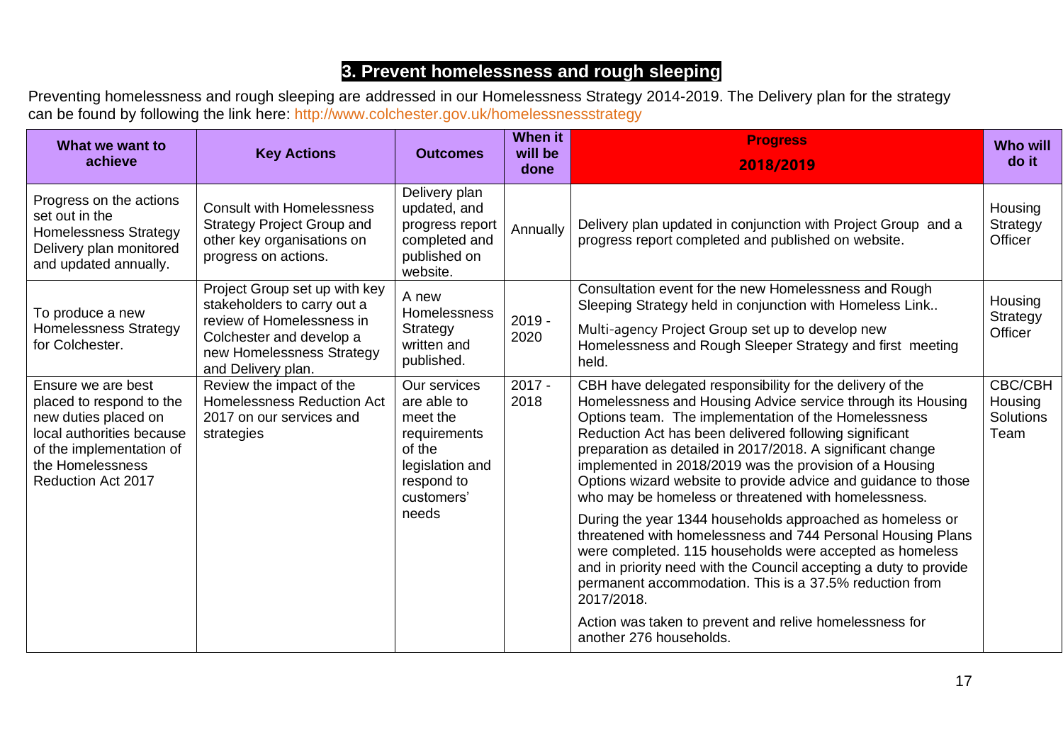# 3. Prevent homelessness and rough sleeping

Preventing homelessness and rough sleeping are addressed in our Homelessness Strategy 2014-2019. The Delivery plan for the strategy can be found by following the link here: http://www.colchester.gov.uk/homelessnessstrategy

| What we want to achieve | Key Actions | Outcomes | When it will be done | Progress 2018/2019 | Who will do it |
|---|---|---|---|---|---|
| Progress on the actions set out in the Homelessness Strategy Delivery plan monitored and updated annually. | Consult with Homelessness Strategy Project Group and other key organisations on progress on actions. | Delivery plan updated, and progress report completed and published on website. | Annually | Delivery plan updated in conjunction with Project Group and a progress report completed and published on website. | Housing Strategy Officer |
| To produce a new Homelessness Strategy for Colchester. | Project Group set up with key stakeholders to carry out a review of Homelessness in Colchester and develop a new Homelessness Strategy and Delivery plan. | A new Homelessness Strategy written and published. | 2019 - 2020 | Consultation event for the new Homelessness and Rough Sleeping Strategy held in conjunction with Homeless Link..<br><br>Multi-agency Project Group set up to develop new Homelessness and Rough Sleeper Strategy and first meeting held. | Housing Strategy Officer |
| Ensure we are best placed to respond to the new duties placed on local authorities because of the implementation of the Homelessness Reduction Act 2017 | Review the impact of the Homelessness Reduction Act 2017 on our services and strategies | Our services are able to meet the requirements of the legislation and respond to customers' needs | 2017 - 2018 | CBH have delegated responsibility for the delivery of the Homelessness and Housing Advice service through its Housing Options team. The implementation of the Homelessness Reduction Act has been delivered following significant preparation as detailed in 2017/2018. A significant change implemented in 2018/2019 was the provision of a Housing Options wizard website to provide advice and guidance to those who may be homeless or threatened with homelessness.<br><br>During the year 1344 households approached as homeless or threatened with homelessness and 744 Personal Housing Plans were completed. 115 households were accepted as homeless and in priority need with the Council accepting a duty to provide permanent accommodation. This is a 37.5% reduction from 2017/2018.<br><br>Action was taken to prevent and relive homelessness for another 276 households. | CBC/CBH Housing Solutions Team |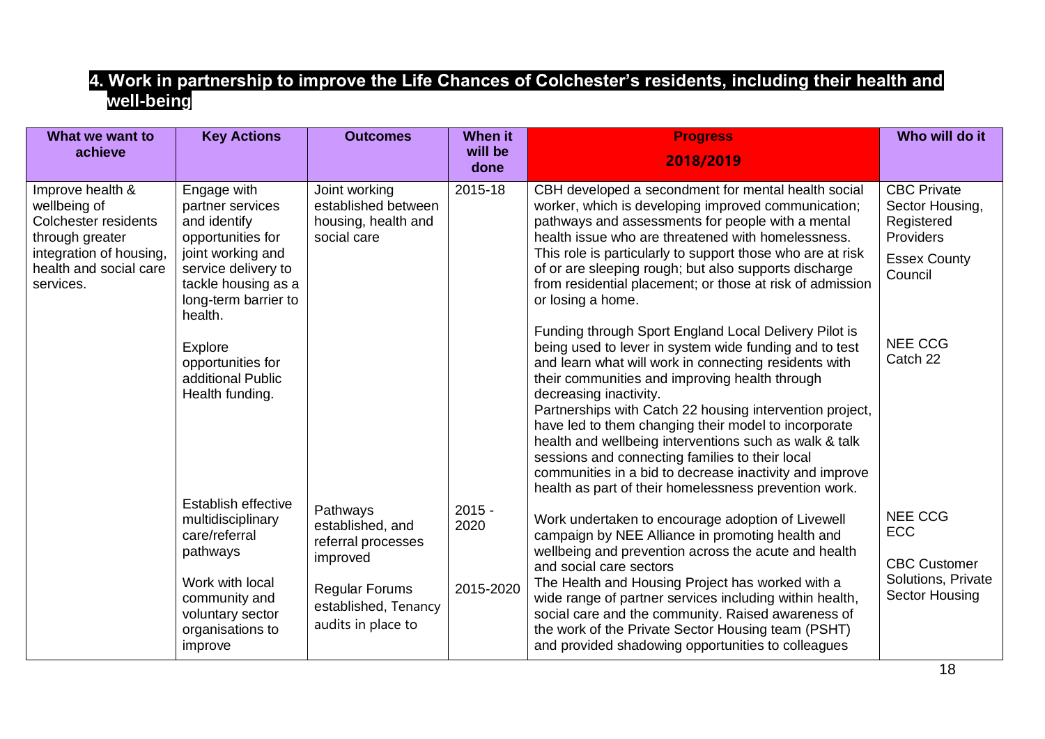## 4. Work in partnership to improve the Life Chances of Colchester's residents, including their health and well-being

| What we want to achieve | Key Actions | Outcomes | When it will be done | Progress 2018/2019 | Who will do it |
|---|---|---|---|---|---|
| Improve health & wellbeing of Colchester residents through greater integration of housing, health and social care services. | Engage with partner services and identify opportunities for joint working and service delivery to tackle housing as a long-term barrier to health. | Joint working established between housing, health and social care | 2015-18 | CBH developed a secondment for mental health social worker, which is developing improved communication; pathways and assessments for people with a mental health issue who are threatened with homelessness. This role is particularly to support those who are at risk of or are sleeping rough; but also supports discharge from residential placement; or those at risk of admission or losing a home. | CBC Private Sector Housing, Registered Providers<br><br>Essex County Council |
| | Explore opportunities for additional Public Health funding. | | | Funding through Sport England Local Delivery Pilot is being used to lever in system wide funding and to test and learn what will work in connecting residents with their communities and improving health through decreasing inactivity.<br>Partnerships with Catch 22 housing intervention project, have led to them changing their model to incorporate health and wellbeing interventions such as walk & talk sessions and connecting families to their local communities in a bid to decrease inactivity and improve health as part of their homelessness prevention work. | NEE CCG<br>Catch 22 |
| | Establish effective multidisciplinary care/referral pathways | Pathways established, and referral processes improved | 2015 - 2020 | Work undertaken to encourage adoption of Livewell campaign by NEE Alliance in promoting health and wellbeing and prevention across the acute and health and social care sectors | NEE CCG<br>ECC |
| | Work with local community and voluntary sector organisations to improve | Regular Forums established, Tenancy audits in place to | 2015-2020 | The Health and Housing Project has worked with a wide range of partner services including within health, social care and the community. Raised awareness of the work of the Private Sector Housing team (PSHT) and provided shadowing opportunities to colleagues | CBC Customer Solutions, Private Sector Housing |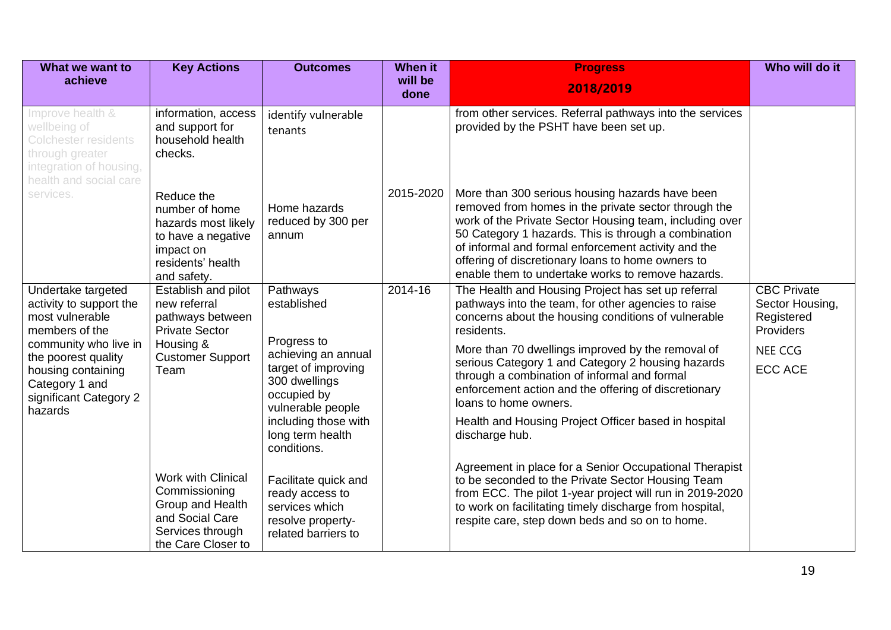| What we want to achieve | Key Actions | Outcomes | When it will be done | Progress 2018/2019 | Who will do it |
| --- | --- | --- | --- | --- | --- |
| Improve health & wellbeing of Colchester residents through greater integration of housing, health and social care services. | information, access and support for household health checks. | identify vulnerable tenants | | from other services. Referral pathways into the services provided by the PSHT have been set up. | |
| | Reduce the number of home hazards most likely to have a negative impact on residents' health and safety. | Home hazards reduced by 300 per annum | 2015-2020 | More than 300 serious housing hazards have been removed from homes in the private sector through the work of the Private Sector Housing team, including over 50 Category 1 hazards. This is through a combination of informal and formal enforcement activity and the offering of discretionary loans to home owners to enable them to undertake works to remove hazards. | |
| Undertake targeted activity to support the most vulnerable members of the community who live in the poorest quality housing containing Category 1 and significant Category 2 hazards | Establish and pilot new referral pathways between Private Sector Housing & Customer Support Team | Pathways established<br><br>Progress to achieving an annual target of improving 300 dwellings occupied by vulnerable people including those with long term health conditions. | 2014-16 | The Health and Housing Project has set up referral pathways into the team, for other agencies to raise concerns about the housing conditions of vulnerable residents.<br><br>More than 70 dwellings improved by the removal of serious Category 1 and Category 2 housing hazards through a combination of informal and formal enforcement action and the offering of discretionary loans to home owners.<br><br>Health and Housing Project Officer based in hospital discharge hub. | CBC Private Sector Housing, Registered Providers<br><br>NEE CCG<br><br>ECC ACE |
| | Work with Clinical Commissioning Group and Health and Social Care Services through the Care Closer to | Facilitate quick and ready access to services which resolve property-related barriers to | | Agreement in place for a Senior Occupational Therapist to be seconded to the Private Sector Housing Team from ECC. The pilot 1-year project will run in 2019-2020 to work on facilitating timely discharge from hospital, respite care, step down beds and so on to home. | |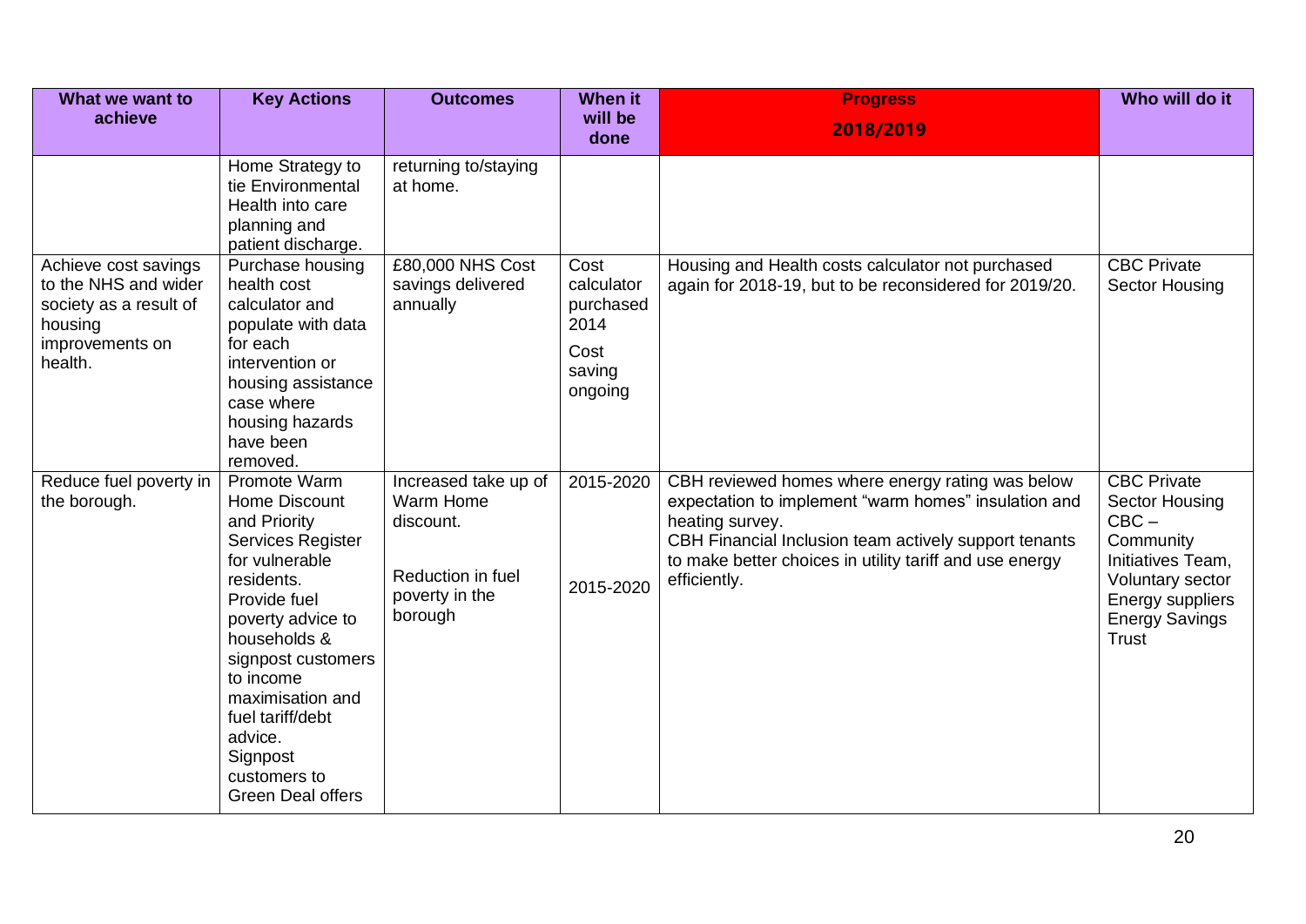| What we want to achieve | Key Actions | Outcomes | When it will be done | Progress 2018/2019 | Who will do it |
|---|---|---|---|---|---|
| | Home Strategy to tie Environmental Health into care planning and patient discharge. | returning to/staying at home. | | | |
| Achieve cost savings to the NHS and wider society as a result of housing improvements on health. | Purchase housing health cost calculator and populate with data for each intervention or housing assistance case where housing hazards have been removed. | £80,000 NHS Cost savings delivered annually | Cost calculator purchased 2014<br>Cost saving ongoing | Housing and Health costs calculator not purchased again for 2018-19, but to be reconsidered for 2019/20. | CBC Private Sector Housing |
| Reduce fuel poverty in the borough. | Promote Warm Home Discount and Priority Services Register for vulnerable residents.<br>Provide fuel poverty advice to households & signpost customers to income maximisation and fuel tariff/debt advice.<br>Signpost customers to Green Deal offers | Increased take up of Warm Home discount.<br><br>Reduction in fuel poverty in the borough | 2015-2020<br><br>2015-2020 | CBH reviewed homes where energy rating was below expectation to implement "warm homes" insulation and heating survey.<br>CBH Financial Inclusion team actively support tenants to make better choices in utility tariff and use energy efficiently. | CBC Private Sector Housing<br>CBC – Community Initiatives Team,<br>Voluntary sector<br>Energy suppliers<br>Energy Savings Trust |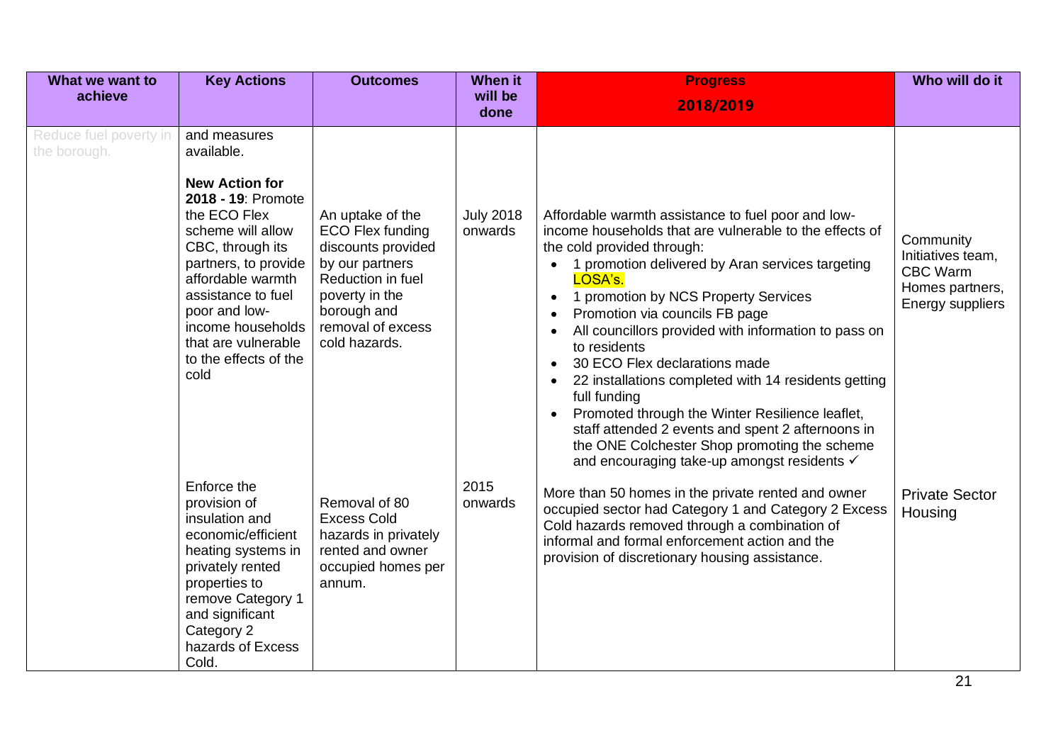| What we want to achieve | Key Actions | Outcomes | When it will be done | Progress 2018/2019 | Who will do it |
|---|---|---|---|---|---|
| Reduce fuel poverty in the borough. | and measures available.<br><br>**New Action for 2018 - 19**: Promote the ECO Flex scheme will allow CBC, through its partners, to provide affordable warmth assistance to fuel poor and low-income households that are vulnerable to the effects of the cold | An uptake of the ECO Flex funding discounts provided by our partners Reduction in fuel poverty in the borough and removal of excess cold hazards. | July 2018 onwards | Affordable warmth assistance to fuel poor and low-income households that are vulnerable to the effects of the cold provided through:<br>• 1 promotion delivered by Aran services targeting LOSA's.<br>• 1 promotion by NCS Property Services<br>• Promotion via councils FB page<br>• All councillors provided with information to pass on to residents<br>• 30 ECO Flex declarations made<br>• 22 installations completed with 14 residents getting full funding<br>• Promoted through the Winter Resilience leaflet, staff attended 2 events and spent 2 afternoons in the ONE Colchester Shop promoting the scheme and encouraging take-up amongst residents ✓ | Community Initiatives team, CBC Warm Homes partners, Energy suppliers |
| | Enforce the provision of insulation and economic/efficient heating systems in privately rented properties to remove Category 1 and significant Category 2 hazards of Excess Cold. | Removal of 80 Excess Cold hazards in privately rented and owner occupied homes per annum. | 2015 onwards | More than 50 homes in the private rented and owner occupied sector had Category 1 and Category 2 Excess Cold hazards removed through a combination of informal and formal enforcement action and the provision of discretionary housing assistance. | Private Sector Housing |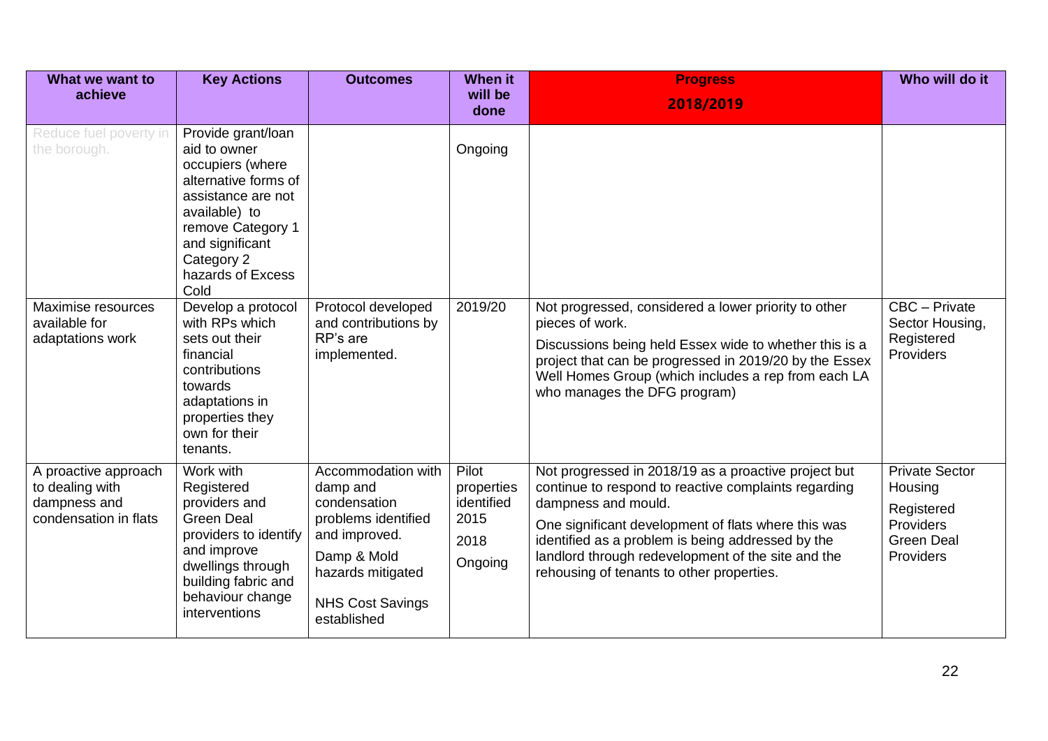| What we want to achieve | Key Actions | Outcomes | When it will be done | Progress 2018/2019 | Who will do it |
|---|---|---|---|---|---|
| Reduce fuel poverty in the borough. | Provide grant/loan aid to owner occupiers (where alternative forms of assistance are not available) to remove Category 1 and significant Category 2 hazards of Excess Cold | | Ongoing | | |
| Maximise resources available for adaptations work | Develop a protocol with RPs which sets out their financial contributions towards adaptations in properties they own for their tenants. | Protocol developed and contributions by RP's are implemented. | 2019/20 | Not progressed, considered a lower priority to other pieces of work.<br><br>Discussions being held Essex wide to whether this is a project that can be progressed in 2019/20 by the Essex Well Homes Group (which includes a rep from each LA who manages the DFG program) | CBC – Private Sector Housing, Registered Providers |
| A proactive approach to dealing with dampness and condensation in flats | Work with Registered providers and Green Deal providers to identify and improve dwellings through building fabric and behaviour change interventions | Accommodation with damp and condensation problems identified and improved.<br><br>Damp & Mold hazards mitigated<br><br>NHS Cost Savings established | Pilot properties identified 2015<br><br>2018<br><br>Ongoing | Not progressed in 2018/19 as a proactive project but continue to respond to reactive complaints regarding dampness and mould.<br><br>One significant development of flats where this was identified as a problem is being addressed by the landlord through redevelopment of the site and the rehousing of tenants to other properties. | Private Sector Housing<br><br>Registered Providers<br><br>Green Deal Providers |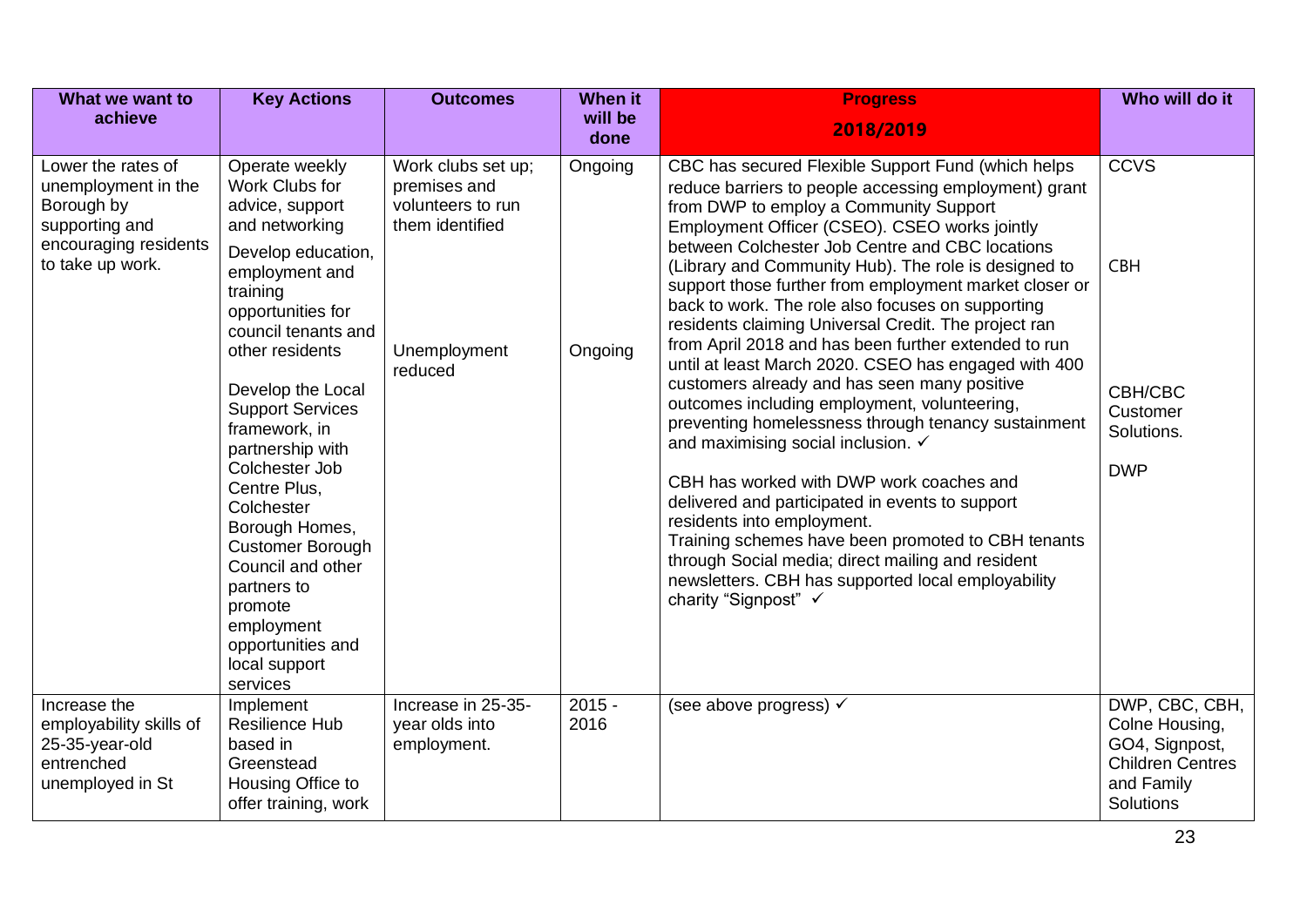| What we want to achieve | Key Actions | Outcomes | When it will be done | Progress 2018/2019 | Who will do it |
|---|---|---|---|---|---|
| Lower the rates of unemployment in the Borough by supporting and encouraging residents to take up work. | Operate weekly Work Clubs for advice, support and networking<br><br>Develop education, employment and training opportunities for council tenants and other residents<br><br>Develop the Local Support Services framework, in partnership with Colchester Job Centre Plus, Colchester Borough Homes, Customer Borough Council and other partners to promote employment opportunities and local support services | Work clubs set up; premises and volunteers to run them identified<br><br>Unemployment reduced | Ongoing<br><br>Ongoing | CBC has secured Flexible Support Fund (which helps reduce barriers to people accessing employment) grant from DWP to employ a Community Support Employment Officer (CSEO). CSEO works jointly between Colchester Job Centre and CBC locations (Library and Community Hub). The role is designed to support those further from employment market closer or back to work. The role also focuses on supporting residents claiming Universal Credit. The project ran from April 2018 and has been further extended to run until at least March 2020. CSEO has engaged with 400 customers already and has seen many positive outcomes including employment, volunteering, preventing homelessness through tenancy sustainment and maximising social inclusion. ✓<br><br>CBH has worked with DWP work coaches and delivered and participated in events to support residents into employment.<br>Training schemes have been promoted to CBH tenants through Social media; direct mailing and resident newsletters. CBH has supported local employability charity "Signpost" ✓ | CCVS<br><br>CBH<br><br>CBH/CBC Customer Solutions.<br><br>DWP |
| Increase the employability skills of 25-35-year-old entrenched unemployed in St | Implement Resilience Hub based in Greenstead Housing Office to offer training, work | Increase in 25-35-year olds into employment. | 2015 - 2016 | (see above progress) ✓ | DWP, CBC, CBH, Colne Housing, GO4, Signpost, Children Centres and Family Solutions |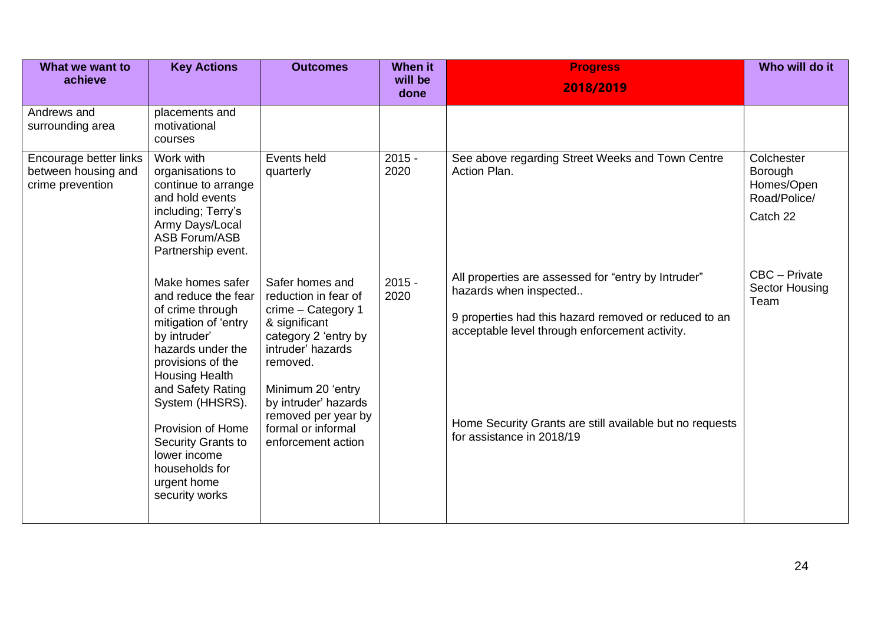| What we want to achieve | Key Actions | Outcomes | When it will be done | Progress 2018/2019 | Who will do it |
|---|---|---|---|---|---|
| Andrews and surrounding area | placements and motivational courses | | | | |
| Encourage better links between housing and crime prevention | Work with organisations to continue to arrange and hold events including; Terry's Army Days/Local ASB Forum/ASB Partnership event. | Events held quarterly | 2015 - 2020 | See above regarding Street Weeks and Town Centre Action Plan. | Colchester Borough Homes/Open Road/Police/ Catch 22 |
| | Make homes safer and reduce the fear of crime through mitigation of 'entry by intruder' hazards under the provisions of the Housing Health and Safety Rating System (HHSRS). Provision of Home Security Grants to lower income households for urgent home security works | Safer homes and reduction in fear of crime – Category 1 & significant category 2 'entry by intruder' hazards removed. Minimum 20 'entry by intruder' hazards removed per year by formal or informal enforcement action | 2015 - 2020 | All properties are assessed for "entry by Intruder" hazards when inspected.. 9 properties had this hazard removed or reduced to an acceptable level through enforcement activity. Home Security Grants are still available but no requests for assistance in 2018/19 | CBC – Private Sector Housing Team |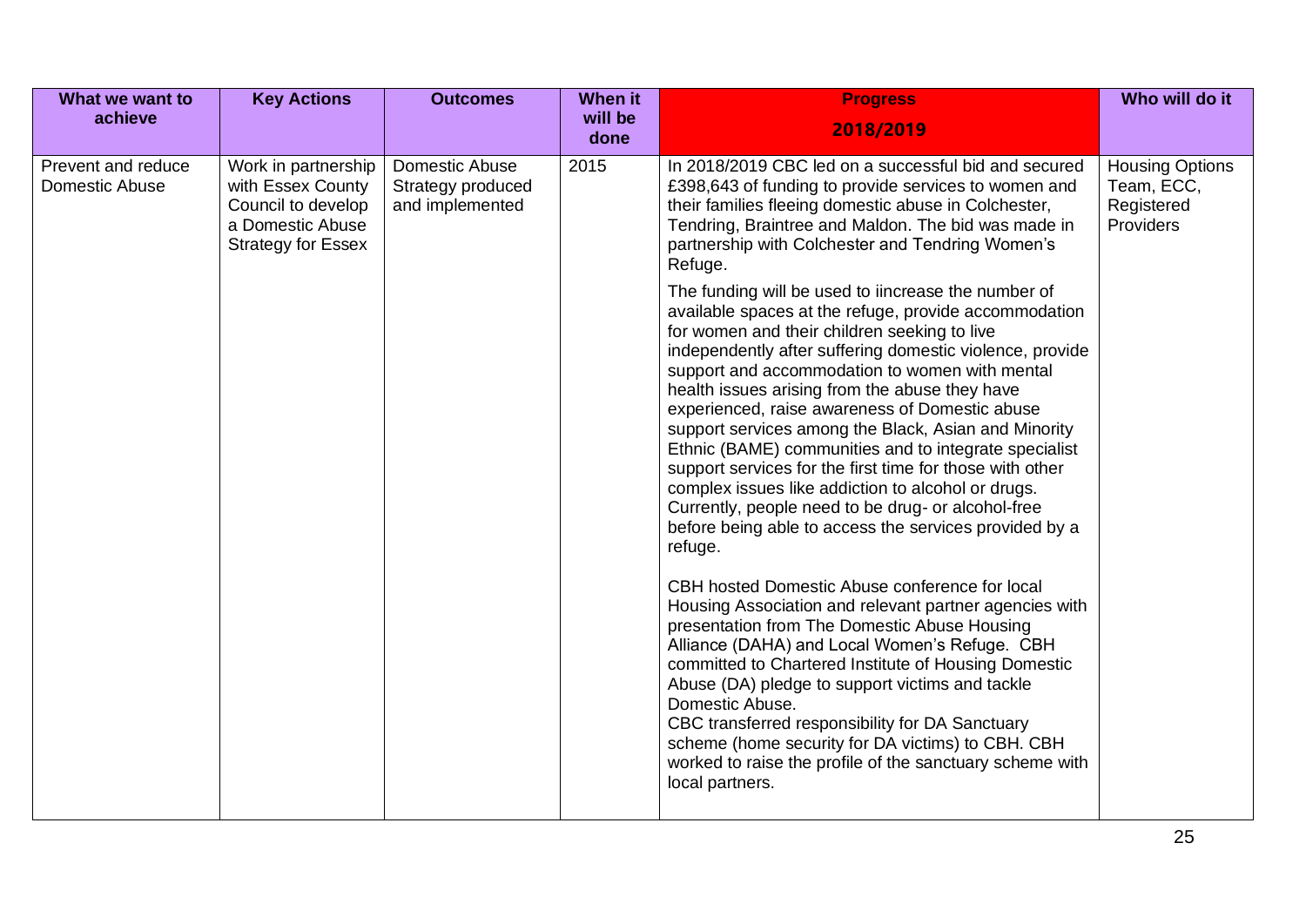| What we want to achieve | Key Actions | Outcomes | When it will be done | Progress 2018/2019 | Who will do it |
|---|---|---|---|---|---|
| Prevent and reduce Domestic Abuse | Work in partnership with Essex County Council to develop a Domestic Abuse Strategy for Essex | Domestic Abuse Strategy produced and implemented | 2015 | In 2018/2019 CBC led on a successful bid and secured £398,643 of funding to provide services to women and their families fleeing domestic abuse in Colchester, Tendring, Braintree and Maldon. The bid was made in partnership with Colchester and Tendring Women's Refuge.<br><br>The funding will be used to iincrease the number of available spaces at the refuge, provide accommodation for women and their children seeking to live independently after suffering domestic violence, provide support and accommodation to women with mental health issues arising from the abuse they have experienced, raise awareness of Domestic abuse support services among the Black, Asian and Minority Ethnic (BAME) communities and to integrate specialist support services for the first time for those with other complex issues like addiction to alcohol or drugs. Currently, people need to be drug- or alcohol-free before being able to access the services provided by a refuge.<br><br>CBH hosted Domestic Abuse conference for local Housing Association and relevant partner agencies with presentation from The Domestic Abuse Housing Alliance (DAHA) and Local Women's Refuge. CBH committed to Chartered Institute of Housing Domestic Abuse (DA) pledge to support victims and tackle Domestic Abuse.<br>CBC transferred responsibility for DA Sanctuary scheme (home security for DA victims) to CBH. CBH worked to raise the profile of the sanctuary scheme with local partners. | Housing Options Team, ECC, Registered Providers |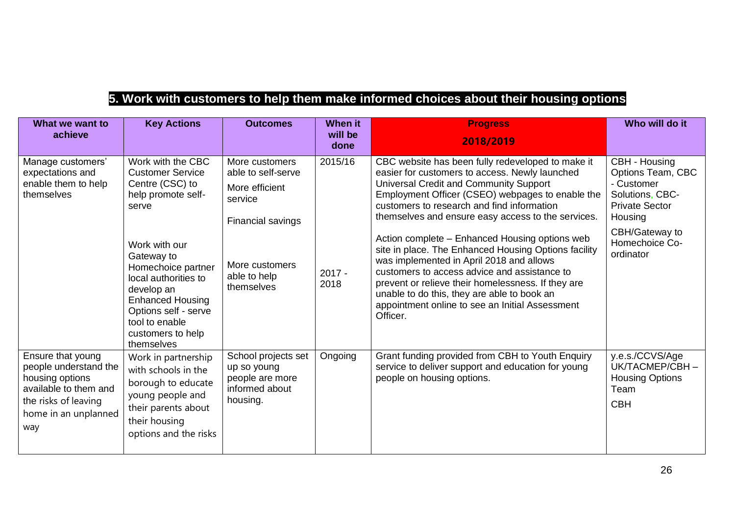## 5. Work with customers to help them make informed choices about their housing options

| What we want to achieve | Key Actions | Outcomes | When it will be done | Progress 2018/2019 | Who will do it |
|---|---|---|---|---|---|
| Manage customers' expectations and enable them to help themselves | Work with the CBC Customer Service Centre (CSC) to help promote self-serve<br><br>Work with our Gateway to Homechoice partner local authorities to develop an Enhanced Housing Options self - serve tool to enable customers to help themselves | More customers able to self-serve<br><br>More efficient service<br><br>Financial savings<br><br>More customers able to help themselves | 2015/16<br><br>2017 - 2018 | CBC website has been fully redeveloped to make it easier for customers to access. Newly launched Universal Credit and Community Support Employment Officer (CSEO) webpages to enable the customers to research and find information themselves and ensure easy access to the services.<br><br>Action complete – Enhanced Housing options web site in place. The Enhanced Housing Options facility was implemented in April 2018 and allows customers to access advice and assistance to prevent or relieve their homelessness. If they are unable to do this, they are able to book an appointment online to see an Initial Assessment Officer. | CBH - Housing Options Team, CBC - Customer Solutions, CBC- Private Sector Housing<br><br>CBH/Gateway to Homechoice Co-ordinator |
| Ensure that young people understand the housing options available to them and the risks of leaving home in an unplanned way | Work in partnership with schools in the borough to educate young people and their parents about their housing options and the risks | School projects set up so young people are more informed about housing. | Ongoing | Grant funding provided from CBH to Youth Enquiry service to deliver support and education for young people on housing options. | y.e.s./CCVS/Age UK/TACMEP/CBH – Housing Options Team<br><br>CBH |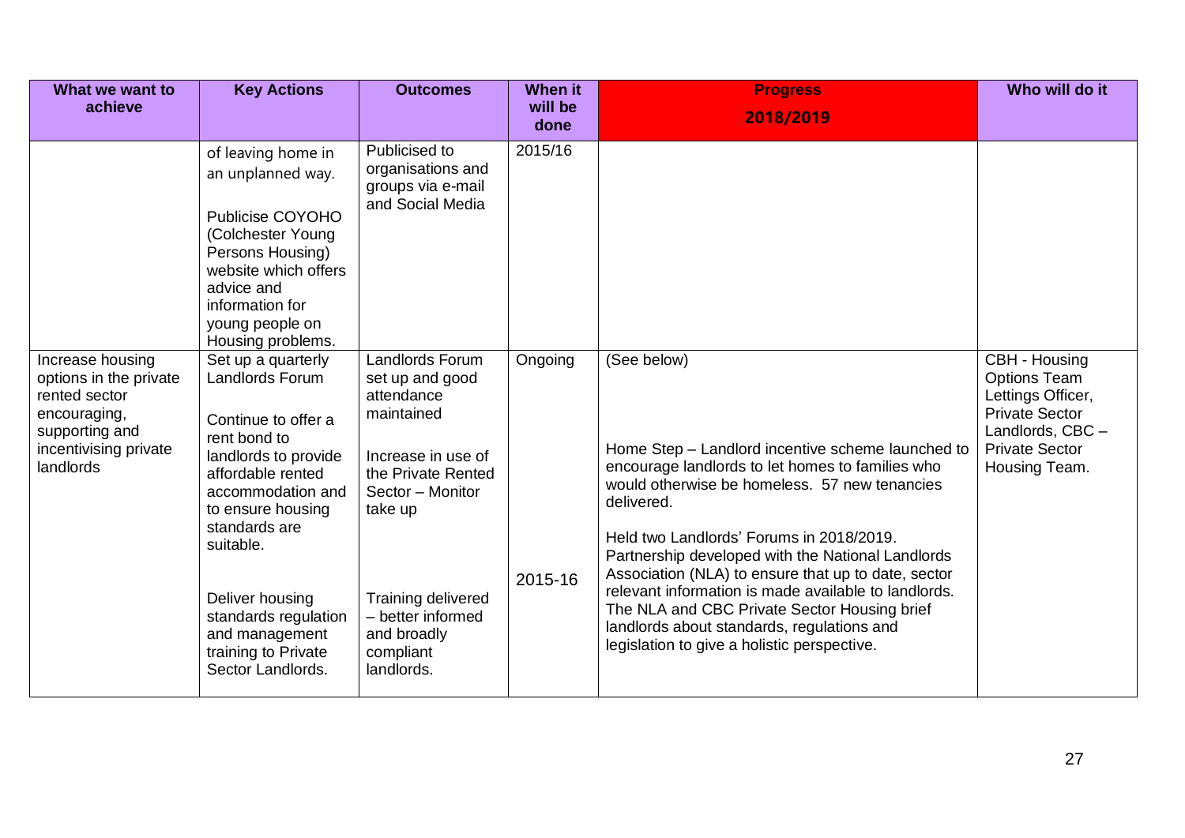| What we want to achieve | Key Actions | Outcomes | When it will be done | Progress 2018/2019 | Who will do it |
|---|---|---|---|---|---|
| | of leaving home in an unplanned way.<br><br>Publicise COYOHO (Colchester Young Persons Housing) website which offers advice and information for young people on Housing problems. | Publicised to organisations and groups via e-mail and Social Media | 2015/16 | | |
| Increase housing options in the private rented sector encouraging, supporting and incentivising private landlords | Set up a quarterly Landlords Forum<br><br>Continue to offer a rent bond to landlords to provide affordable rented accommodation and to ensure housing standards are suitable.<br><br>Deliver housing standards regulation and management training to Private Sector Landlords. | Landlords Forum set up and good attendance maintained<br><br>Increase in use of the Private Rented Sector – Monitor take up<br><br>Training delivered – better informed and broadly compliant landlords. | Ongoing<br><br>2015-16 | (See below)<br><br>Home Step – Landlord incentive scheme launched to encourage landlords to let homes to families who would otherwise be homeless. 57 new tenancies delivered.<br><br>Held two Landlords' Forums in 2018/2019. Partnership developed with the National Landlords Association (NLA) to ensure that up to date, sector relevant information is made available to landlords. The NLA and CBC Private Sector Housing brief landlords about standards, regulations and legislation to give a holistic perspective. | CBH - Housing Options Team Lettings Officer, Private Sector Landlords, CBC – Private Sector Housing Team. |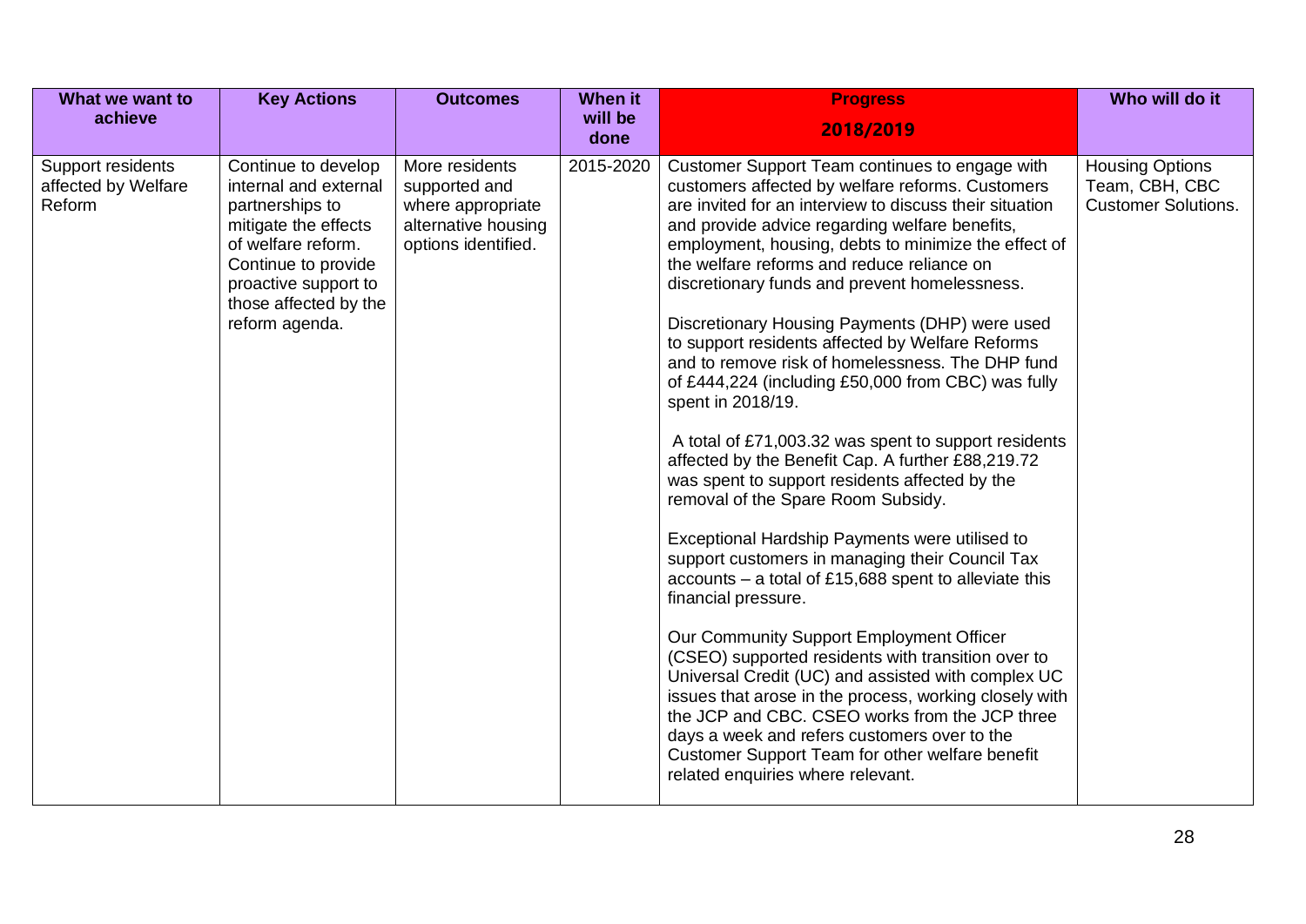| What we want to achieve | Key Actions | Outcomes | When it will be done | Progress 2018/2019 | Who will do it |
|---|---|---|---|---|---|
| Support residents affected by Welfare Reform | Continue to develop internal and external partnerships to mitigate the effects of welfare reform. Continue to provide proactive support to those affected by the reform agenda. | More residents supported and where appropriate alternative housing options identified. | 2015-2020 | Customer Support Team continues to engage with customers affected by welfare reforms. Customers are invited for an interview to discuss their situation and provide advice regarding welfare benefits, employment, housing, debts to minimize the effect of the welfare reforms and reduce reliance on discretionary funds and prevent homelessness.<br><br>Discretionary Housing Payments (DHP) were used to support residents affected by Welfare Reforms and to remove risk of homelessness. The DHP fund of £444,224 (including £50,000 from CBC) was fully spent in 2018/19.<br><br>A total of £71,003.32 was spent to support residents affected by the Benefit Cap. A further £88,219.72 was spent to support residents affected by the removal of the Spare Room Subsidy.<br><br>Exceptional Hardship Payments were utilised to support customers in managing their Council Tax accounts – a total of £15,688 spent to alleviate this financial pressure.<br><br>Our Community Support Employment Officer (CSEO) supported residents with transition over to Universal Credit (UC) and assisted with complex UC issues that arose in the process, working closely with the JCP and CBC. CSEO works from the JCP three days a week and refers customers over to the Customer Support Team for other welfare benefit related enquiries where relevant. | Housing Options Team, CBH, CBC Customer Solutions. |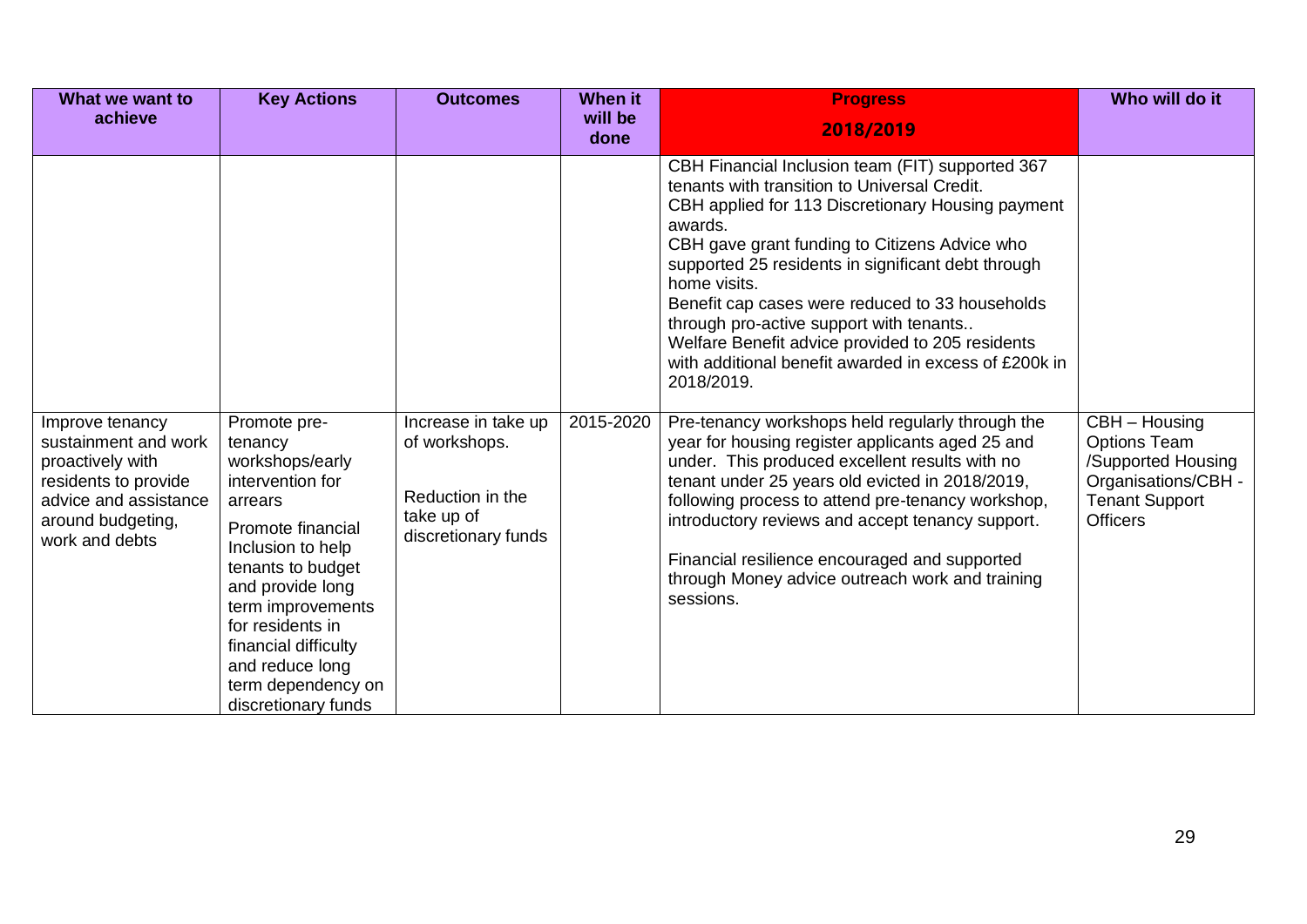| What we want to achieve | Key Actions | Outcomes | When it will be done | Progress 2018/2019 | Who will do it |
|---|---|---|---|---|---|
| | | | | CBH Financial Inclusion team (FIT) supported 367 tenants with transition to Universal Credit.<br>CBH applied for 113 Discretionary Housing payment awards.<br>CBH gave grant funding to Citizens Advice who supported 25 residents in significant debt through home visits.<br>Benefit cap cases were reduced to 33 households through pro-active support with tenants..<br>Welfare Benefit advice provided to 205 residents with additional benefit awarded in excess of £200k in 2018/2019. | |
| Improve tenancy sustainment and work proactively with residents to provide advice and assistance around budgeting, work and debts | Promote pre-tenancy workshops/early intervention for arrears<br><br>Promote financial Inclusion to help tenants to budget and provide long term improvements for residents in financial difficulty and reduce long term dependency on discretionary funds | Increase in take up of workshops.<br><br>Reduction in the take up of discretionary funds | 2015-2020 | Pre-tenancy workshops held regularly through the year for housing register applicants aged 25 and under. This produced excellent results with no tenant under 25 years old evicted in 2018/2019, following process to attend pre-tenancy workshop, introductory reviews and accept tenancy support.<br><br>Financial resilience encouraged and supported through Money advice outreach work and training sessions. | CBH – Housing Options Team /Supported Housing Organisations/CBH - Tenant Support Officers |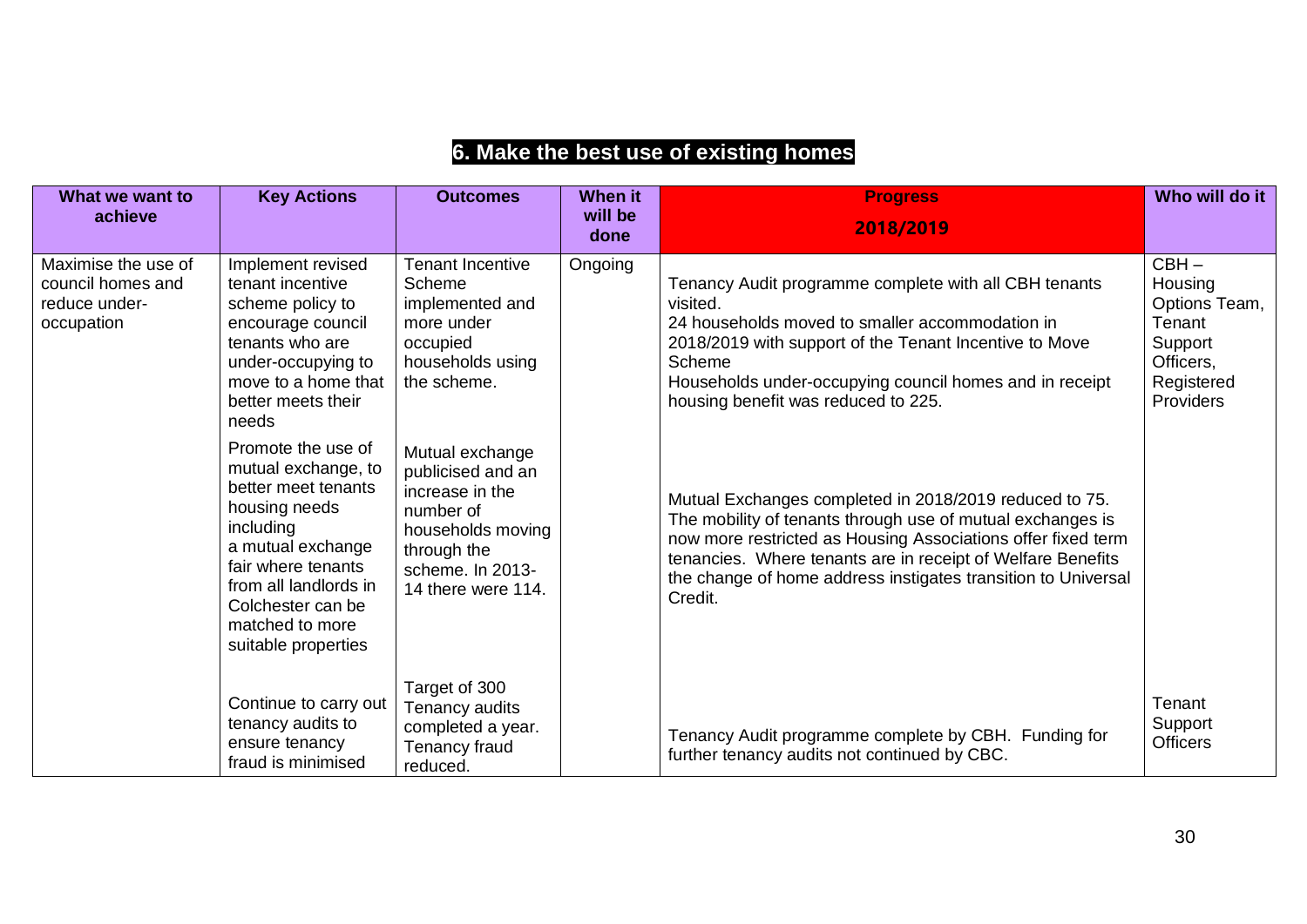## 6. Make the best use of existing homes

| What we want to achieve | Key Actions | Outcomes | When it will be done | Progress 2018/2019 | Who will do it |
|---|---|---|---|---|---|
| Maximise the use of council homes and reduce under-occupation | Implement revised tenant incentive scheme policy to encourage council tenants who are under-occupying to move to a home that better meets their needs | Tenant Incentive Scheme implemented and more under occupied households using the scheme. | Ongoing | Tenancy Audit programme complete with all CBH tenants visited.<br>24 households moved to smaller accommodation in 2018/2019 with support of the Tenant Incentive to Move Scheme<br>Households under-occupying council homes and in receipt housing benefit was reduced to 225. | CBH – Housing Options Team, Tenant Support Officers, Registered Providers |
| | Promote the use of mutual exchange, to better meet tenants housing needs including a mutual exchange fair where tenants from all landlords in Colchester can be matched to more suitable properties | Mutual exchange publicised and an increase in the number of households moving through the scheme. In 2013-14 there were 114. | | Mutual Exchanges completed in 2018/2019 reduced to 75. The mobility of tenants through use of mutual exchanges is now more restricted as Housing Associations offer fixed term tenancies. Where tenants are in receipt of Welfare Benefits the change of home address instigates transition to Universal Credit. | |
| | Continue to carry out tenancy audits to ensure tenancy fraud is minimised | Target of 300 Tenancy audits completed a year. Tenancy fraud reduced. | | Tenancy Audit programme complete by CBH. Funding for further tenancy audits not continued by CBC. | Tenant Support Officers |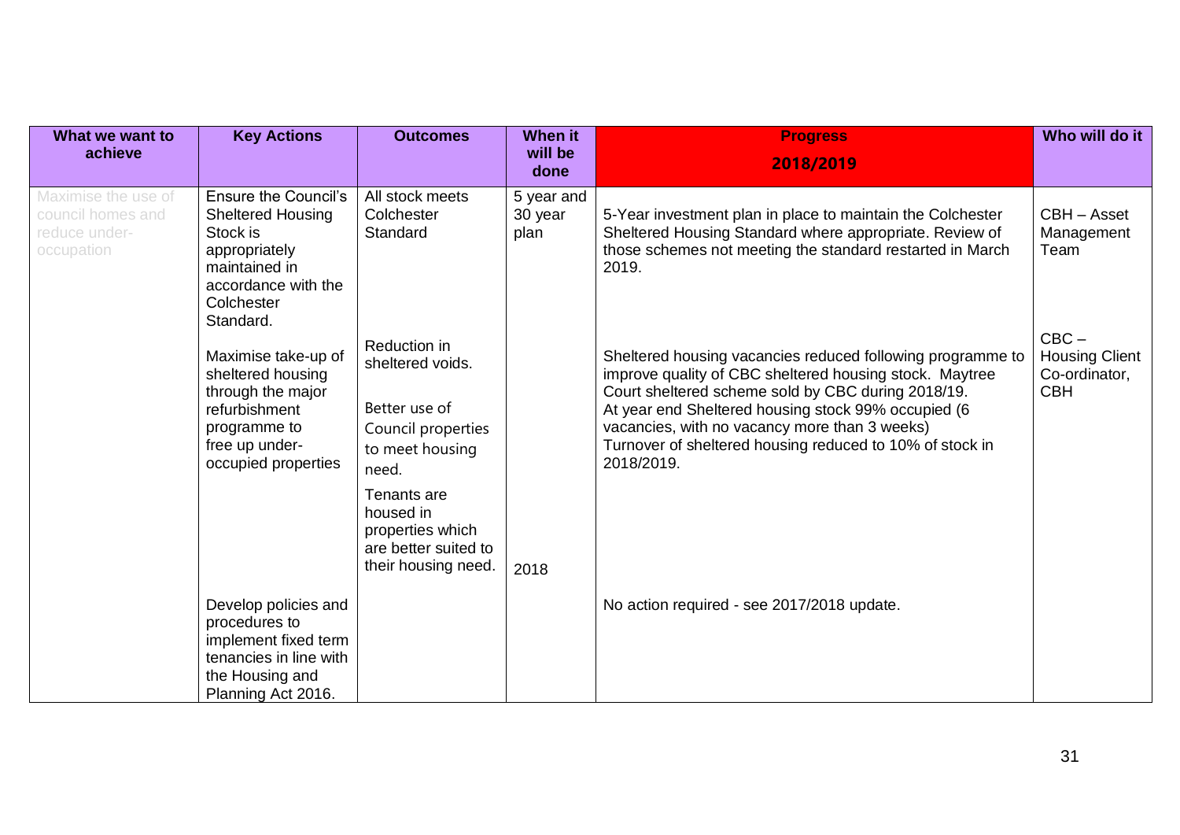| What we want to achieve | Key Actions | Outcomes | When it will be done | Progress 2018/2019 | Who will do it |
|---|---|---|---|---|---|
| Maximise the use of council homes and reduce under-occupation | Ensure the Council's Sheltered Housing Stock is appropriately maintained in accordance with the Colchester Standard. | All stock meets Colchester Standard | 5 year and 30 year plan | 5-Year investment plan in place to maintain the Colchester Sheltered Housing Standard where appropriate. Review of those schemes not meeting the standard restarted in March 2019. | CBH – Asset Management Team |
| | Maximise take-up of sheltered housing through the major refurbishment programme to free up under-occupied properties | Reduction in sheltered voids.<br><br>Better use of Council properties to meet housing need.<br><br>Tenants are housed in properties which are better suited to their housing need. | 2018 | Sheltered housing vacancies reduced following programme to improve quality of CBC sheltered housing stock. Maytree Court sheltered scheme sold by CBC during 2018/19.<br>At year end Sheltered housing stock 99% occupied (6 vacancies, with no vacancy more than 3 weeks)<br>Turnover of sheltered housing reduced to 10% of stock in 2018/2019. | CBC – Housing Client Co-ordinator, CBH |
| | Develop policies and procedures to implement fixed term tenancies in line with the Housing and Planning Act 2016. | | | No action required - see 2017/2018 update. | |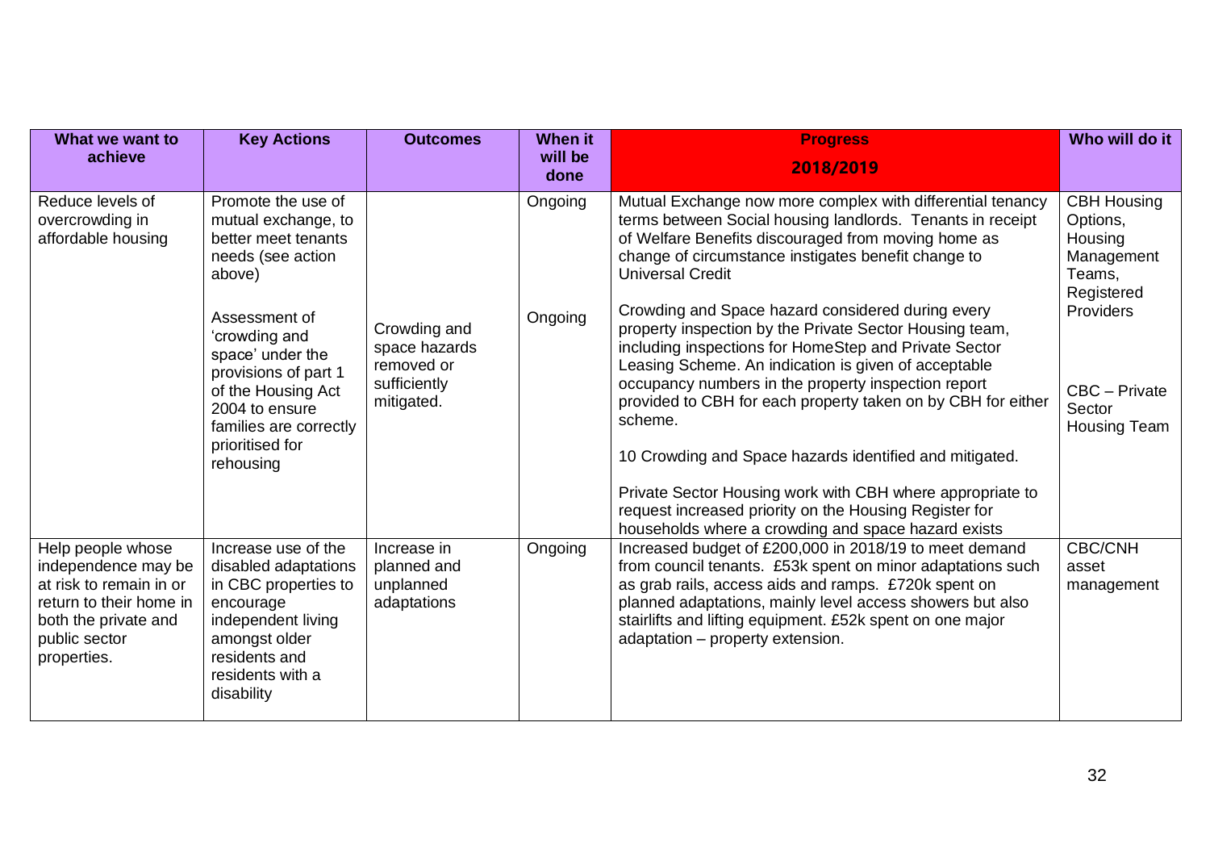| What we want to achieve | Key Actions | Outcomes | When it will be done | Progress 2018/2019 | Who will do it |
|---|---|---|---|---|---|
| Reduce levels of overcrowding in affordable housing | Promote the use of mutual exchange, to better meet tenants needs (see action above) | | Ongoing | Mutual Exchange now more complex with differential tenancy terms between Social housing landlords. Tenants in receipt of Welfare Benefits discouraged from moving home as change of circumstance instigates benefit change to Universal Credit | CBH Housing Options, Housing Management Teams, Registered Providers |
| | Assessment of 'crowding and space' under the provisions of part 1 of the Housing Act 2004 to ensure families are correctly prioritised for rehousing | Crowding and space hazards removed or sufficiently mitigated. | Ongoing | Crowding and Space hazard considered during every property inspection by the Private Sector Housing team, including inspections for HomeStep and Private Sector Leasing Scheme. An indication is given of acceptable occupancy numbers in the property inspection report provided to CBH for each property taken on by CBH for either scheme.<br><br>10 Crowding and Space hazards identified and mitigated.<br><br>Private Sector Housing work with CBH where appropriate to request increased priority on the Housing Register for households where a crowding and space hazard exists | CBC – Private Sector Housing Team |
| Help people whose independence may be at risk to remain in or return to their home in both the private and public sector properties. | Increase use of the disabled adaptations in CBC properties to encourage independent living amongst older residents and residents with a disability | Increase in planned and unplanned adaptations | Ongoing | Increased budget of £200,000 in 2018/19 to meet demand from council tenants. £53k spent on minor adaptations such as grab rails, access aids and ramps. £720k spent on planned adaptations, mainly level access showers but also stairlifts and lifting equipment. £52k spent on one major adaptation – property extension. | CBC/CNH asset management |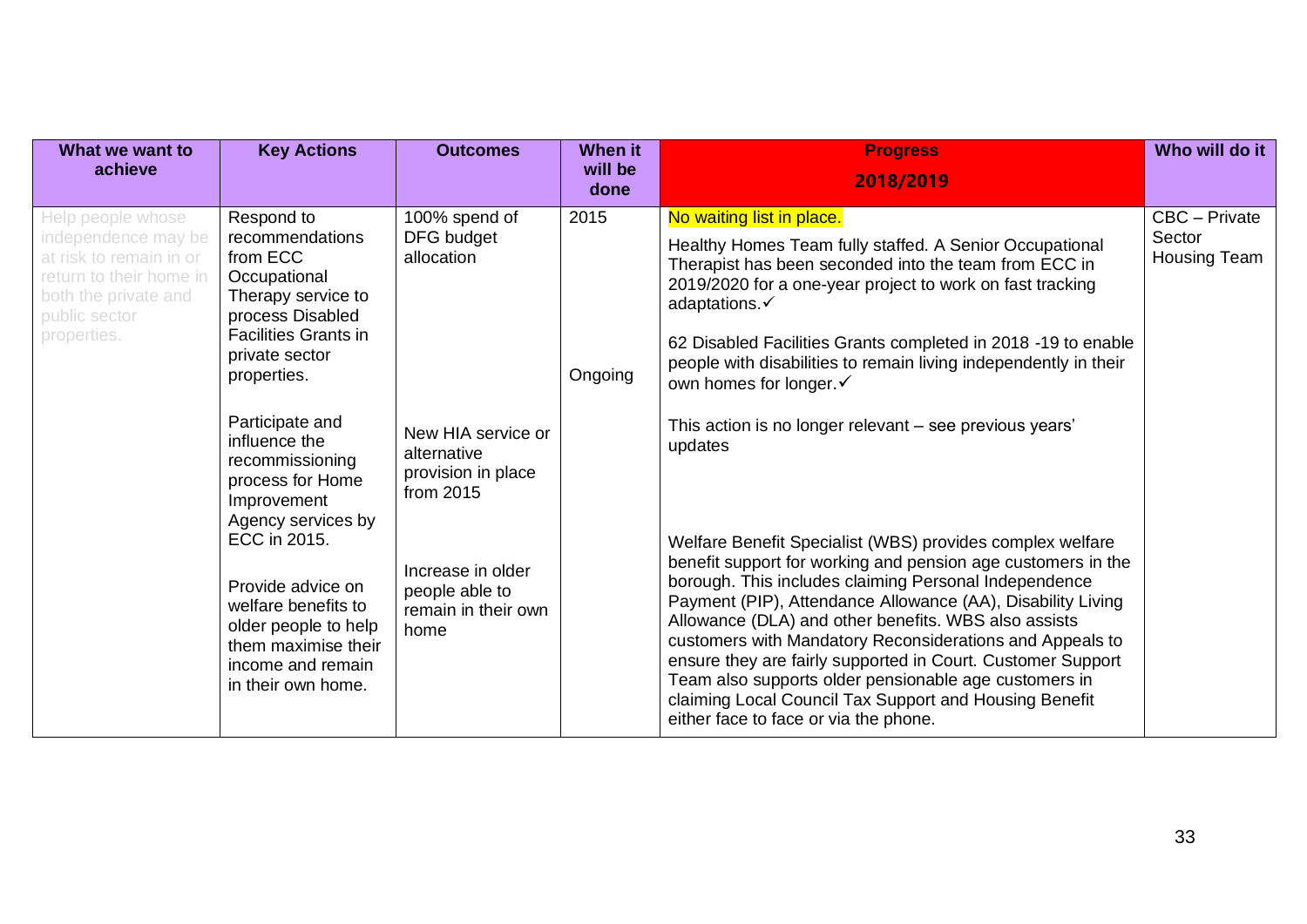| What we want to achieve | Key Actions | Outcomes | When it will be done | Progress 2018/2019 | Who will do it |
|---|---|---|---|---|---|
| Help people whose independence may be at risk to remain in or return to their home in both the private and public sector properties. | Respond to recommendations from ECC Occupational Therapy service to process Disabled Facilities Grants in private sector properties. | 100% spend of DFG budget allocation | 2015<br><br>Ongoing | No waiting list in place.<br><br>Healthy Homes Team fully staffed. A Senior Occupational Therapist has been seconded into the team from ECC in 2019/2020 for a one-year project to work on fast tracking adaptations.✓<br><br>62 Disabled Facilities Grants completed in 2018 -19 to enable people with disabilities to remain living independently in their own homes for longer.✓ | CBC – Private Sector Housing Team |
| | Participate and influence the recommissioning process for Home Improvement Agency services by ECC in 2015. | New HIA service or alternative provision in place from 2015 | | This action is no longer relevant – see previous years' updates | |
| | Provide advice on welfare benefits to older people to help them maximise their income and remain in their own home. | Increase in older people able to remain in their own home | | Welfare Benefit Specialist (WBS) provides complex welfare benefit support for working and pension age customers in the borough. This includes claiming Personal Independence Payment (PIP), Attendance Allowance (AA), Disability Living Allowance (DLA) and other benefits. WBS also assists customers with Mandatory Reconsiderations and Appeals to ensure they are fairly supported in Court. Customer Support Team also supports older pensionable age customers in claiming Local Council Tax Support and Housing Benefit either face to face or via the phone. | |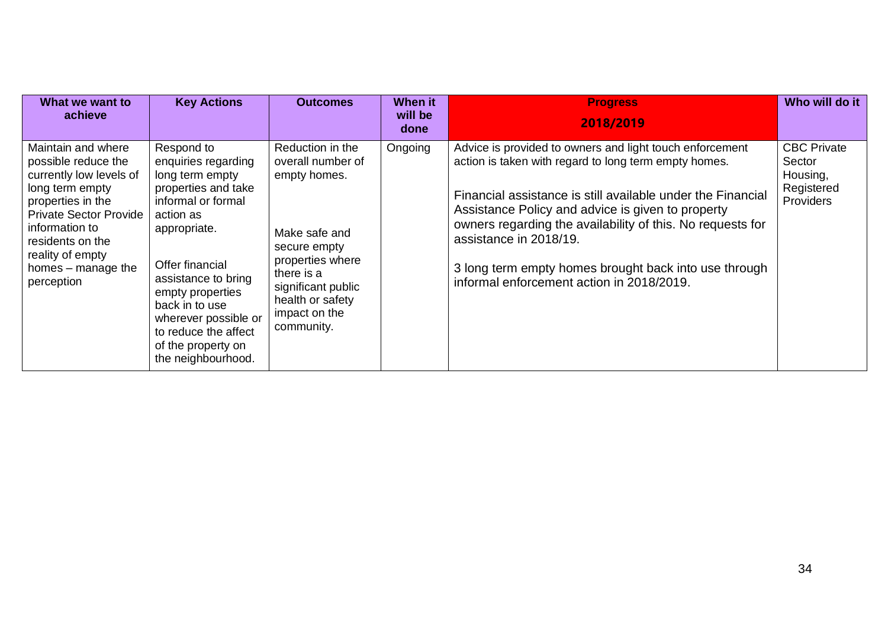| What we want to achieve | Key Actions | Outcomes | When it will be done | Progress 2018/2019 | Who will do it |
|---|---|---|---|---|---|
| Maintain and where possible reduce the currently low levels of long term empty properties in the Private Sector Provide information to residents on the reality of empty homes – manage the perception | Respond to enquiries regarding long term empty properties and take informal or formal action as appropriate.<br><br>Offer financial assistance to bring empty properties back in to use wherever possible or to reduce the affect of the property on the neighbourhood. | Reduction in the overall number of empty homes.<br><br>Make safe and secure empty properties where there is a significant public health or safety impact on the community. | Ongoing | Advice is provided to owners and light touch enforcement action is taken with regard to long term empty homes.<br><br>Financial assistance is still available under the Financial Assistance Policy and advice is given to property owners regarding the availability of this. No requests for assistance in 2018/19.<br><br>3 long term empty homes brought back into use through informal enforcement action in 2018/2019. | CBC Private Sector Housing, Registered Providers |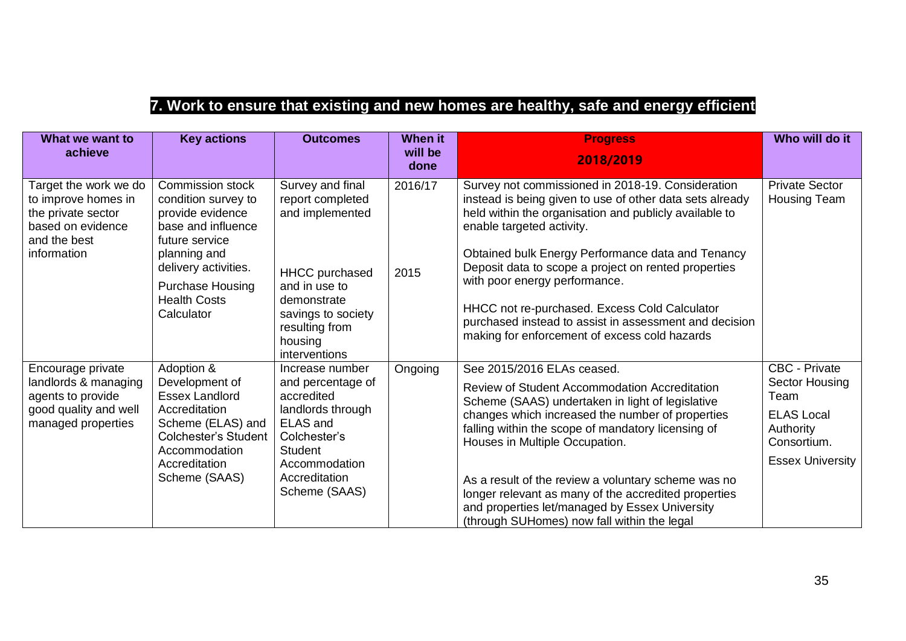## 7. Work to ensure that existing and new homes are healthy, safe and energy efficient

| What we want to achieve | Key actions | Outcomes | When it will be done | Progress 2018/2019 | Who will do it |
|---|---|---|---|---|---|
| Target the work we do to improve homes in the private sector based on evidence and the best information | Commission stock condition survey to provide evidence base and influence future service planning and delivery activities.<br><br>Purchase Housing Health Costs Calculator | Survey and final report completed and implemented<br><br>HHCC purchased and in use to demonstrate savings to society resulting from housing interventions | 2016/17<br><br>2015 | Survey not commissioned in 2018-19. Consideration instead is being given to use of other data sets already held within the organisation and publicly available to enable targeted activity.<br><br>Obtained bulk Energy Performance data and Tenancy Deposit data to scope a project on rented properties with poor energy performance.<br><br>HHCC not re-purchased. Excess Cold Calculator purchased instead to assist in assessment and decision making for enforcement of excess cold hazards | Private Sector Housing Team |
| Encourage private landlords & managing agents to provide good quality and well managed properties | Adoption & Development of Essex Landlord Accreditation Scheme (ELAS) and Colchester's Student Accommodation Accreditation Scheme (SAAS) | Increase number and percentage of accredited landlords through ELAS and Colchester's Student Accommodation Accreditation Scheme (SAAS) | Ongoing | See 2015/2016 ELAs ceased.<br><br>Review of Student Accommodation Accreditation Scheme (SAAS) undertaken in light of legislative changes which increased the number of properties falling within the scope of mandatory licensing of Houses in Multiple Occupation.<br><br>As a result of the review a voluntary scheme was no longer relevant as many of the accredited properties and properties let/managed by Essex University (through SUHomes) now fall within the legal | CBC - Private Sector Housing Team<br><br>ELAS Local Authority Consortium.<br><br>Essex University |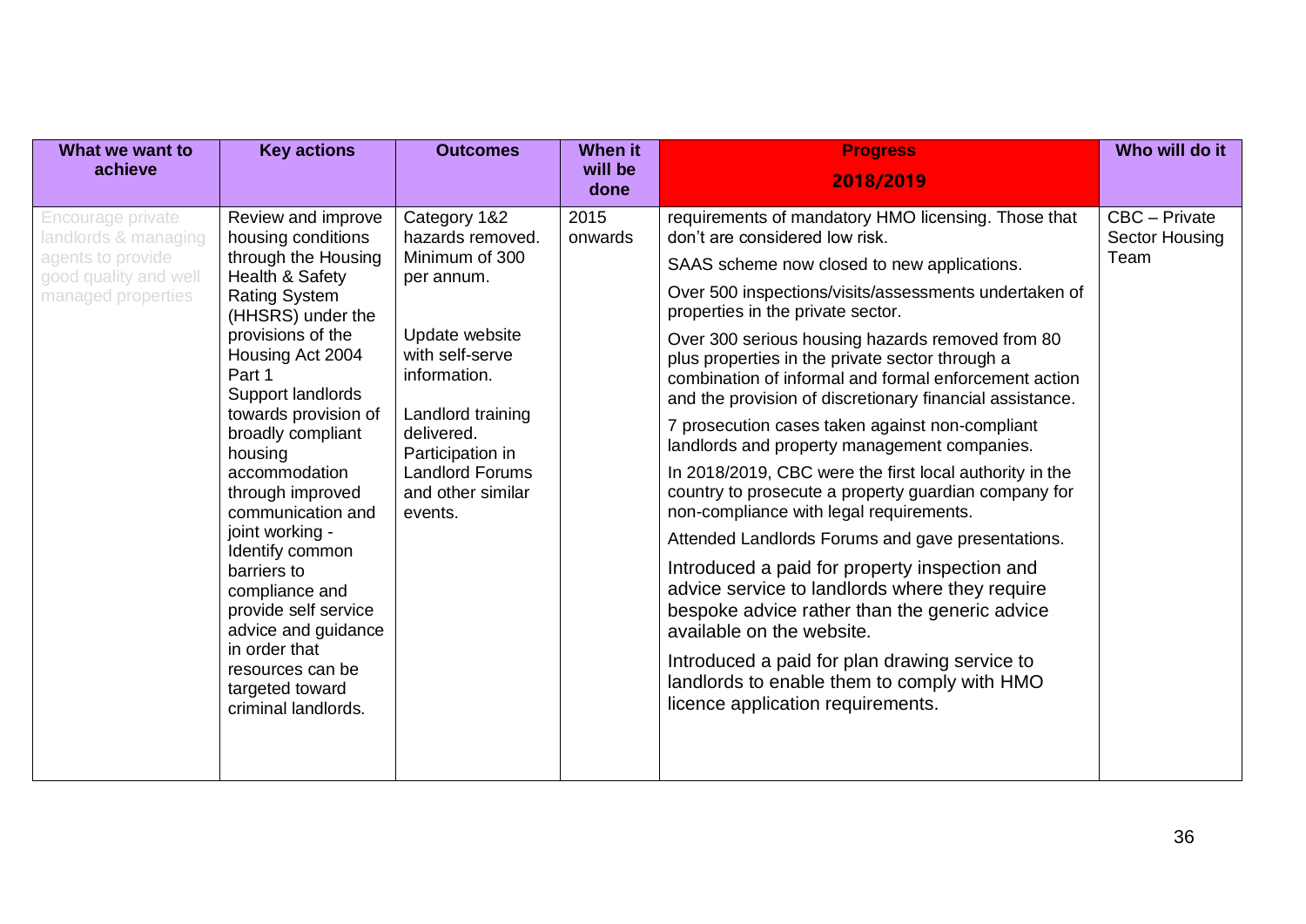| What we want to achieve | Key actions | Outcomes | When it will be done | Progress 2018/2019 | Who will do it |
|---|---|---|---|---|---|
| Encourage private landlords & managing agents to provide good quality and well managed properties | Review and improve housing conditions through the Housing Health & Safety Rating System (HHSRS) under the provisions of the Housing Act 2004 Part 1<br>Support landlords towards provision of broadly compliant housing accommodation through improved communication and joint working - Identify common barriers to compliance and provide self service advice and guidance in order that resources can be targeted toward criminal landlords. | Category 1&2 hazards removed. Minimum of 300 per annum.<br><br>Update website with self-serve information.<br><br>Landlord training delivered. Participation in Landlord Forums and other similar events. | 2015 onwards | requirements of mandatory HMO licensing. Those that don't are considered low risk.<br><br>SAAS scheme now closed to new applications.<br><br>Over 500 inspections/visits/assessments undertaken of properties in the private sector.<br><br>Over 300 serious housing hazards removed from 80 plus properties in the private sector through a combination of informal and formal enforcement action and the provision of discretionary financial assistance.<br><br>7 prosecution cases taken against non-compliant landlords and property management companies.<br><br>In 2018/2019, CBC were the first local authority in the country to prosecute a property guardian company for non-compliance with legal requirements.<br><br>Attended Landlords Forums and gave presentations.<br><br>Introduced a paid for property inspection and advice service to landlords where they require bespoke advice rather than the generic advice available on the website.<br><br>Introduced a paid for plan drawing service to landlords to enable them to comply with HMO licence application requirements. | CBC – Private Sector Housing Team |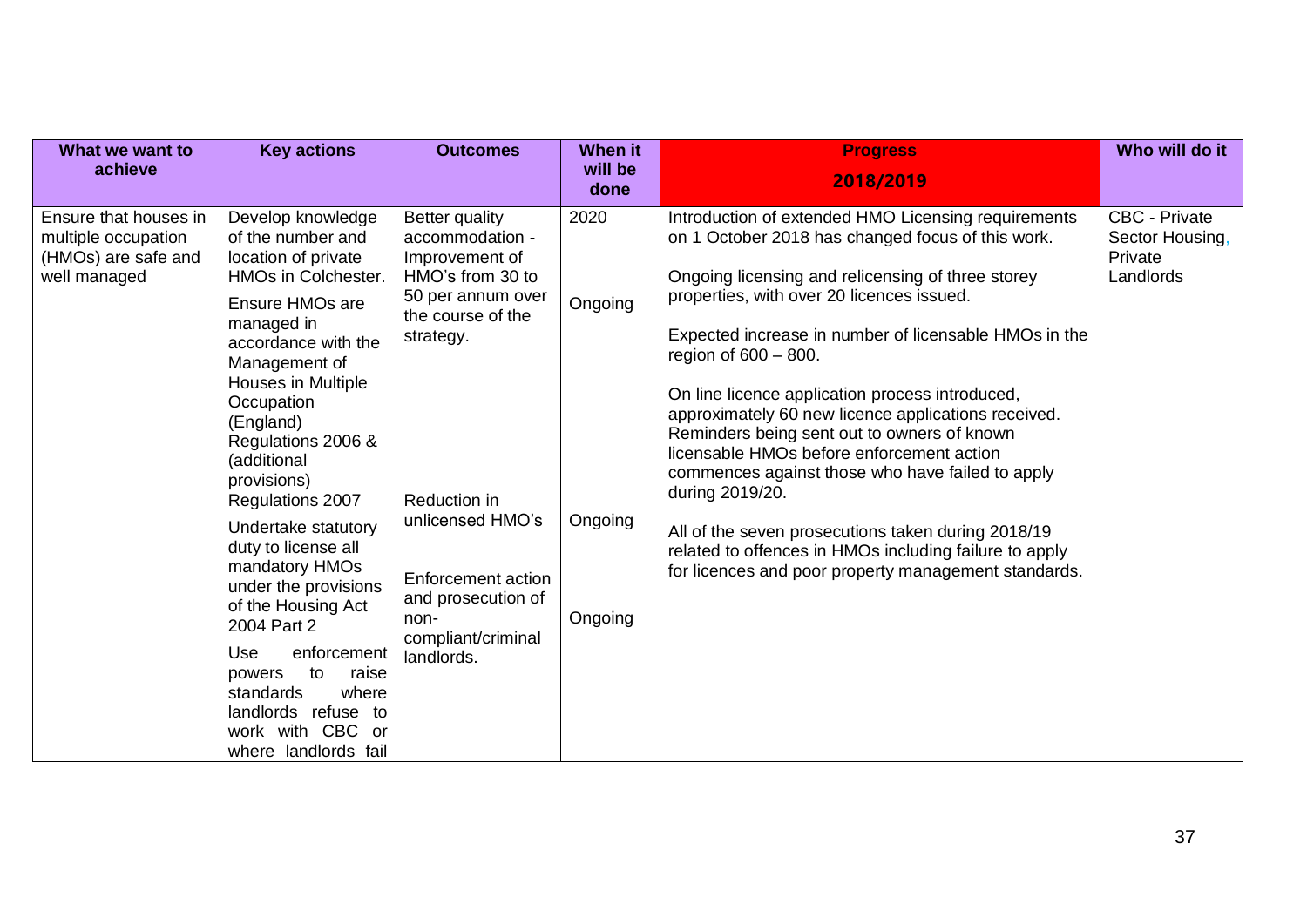| What we want to achieve | Key actions | Outcomes | When it will be done | Progress 2018/2019 | Who will do it |
|---|---|---|---|---|---|
| Ensure that houses in multiple occupation (HMOs) are safe and well managed | Develop knowledge of the number and location of private HMOs in Colchester.<br><br>Ensure HMOs are managed in accordance with the Management of Houses in Multiple Occupation (England) Regulations 2006 & (additional provisions) Regulations 2007<br><br>Undertake statutory duty to license all mandatory HMOs under the provisions of the Housing Act 2004 Part 2<br><br>Use enforcement powers to raise standards where landlords refuse to work with CBC or where landlords fail | Better quality accommodation - Improvement of HMO's from 30 to 50 per annum over the course of the strategy.<br><br>Reduction in unlicensed HMO's<br><br>Enforcement action and prosecution of non-compliant/criminal landlords. | 2020<br><br>Ongoing<br><br>Ongoing<br><br>Ongoing | Introduction of extended HMO Licensing requirements on 1 October 2018 has changed focus of this work.<br><br>Ongoing licensing and relicensing of three storey properties, with over 20 licences issued.<br><br>Expected increase in number of licensable HMOs in the region of 600 – 800.<br><br>On line licence application process introduced, approximately 60 new licence applications received. Reminders being sent out to owners of known licensable HMOs before enforcement action commences against those who have failed to apply during 2019/20.<br><br>All of the seven prosecutions taken during 2018/19 related to offences in HMOs including failure to apply for licences and poor property management standards. | CBC - Private Sector Housing, Private Landlords |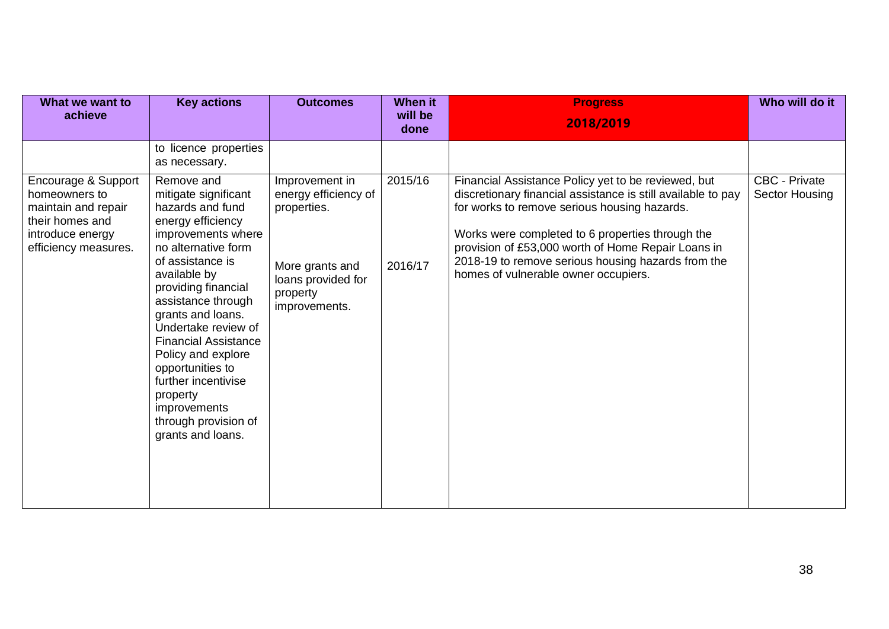| What we want to achieve | Key actions | Outcomes | When it will be done | Progress 2018/2019 | Who will do it |
| --- | --- | --- | --- | --- | --- |
| | to licence properties as necessary. | | | | |
| Encourage & Support homeowners to maintain and repair their homes and introduce energy efficiency measures. | Remove and mitigate significant hazards and fund energy efficiency improvements where no alternative form of assistance is available by providing financial assistance through grants and loans. Undertake review of Financial Assistance Policy and explore opportunities to further incentivise property improvements through provision of grants and loans. | Improvement in energy efficiency of properties.<br><br>More grants and loans provided for property improvements. | 2015/16<br><br>2016/17 | Financial Assistance Policy yet to be reviewed, but discretionary financial assistance is still available to pay for works to remove serious housing hazards.<br><br>Works were completed to 6 properties through the provision of £53,000 worth of Home Repair Loans in 2018-19 to remove serious housing hazards from the homes of vulnerable owner occupiers. | CBC - Private Sector Housing |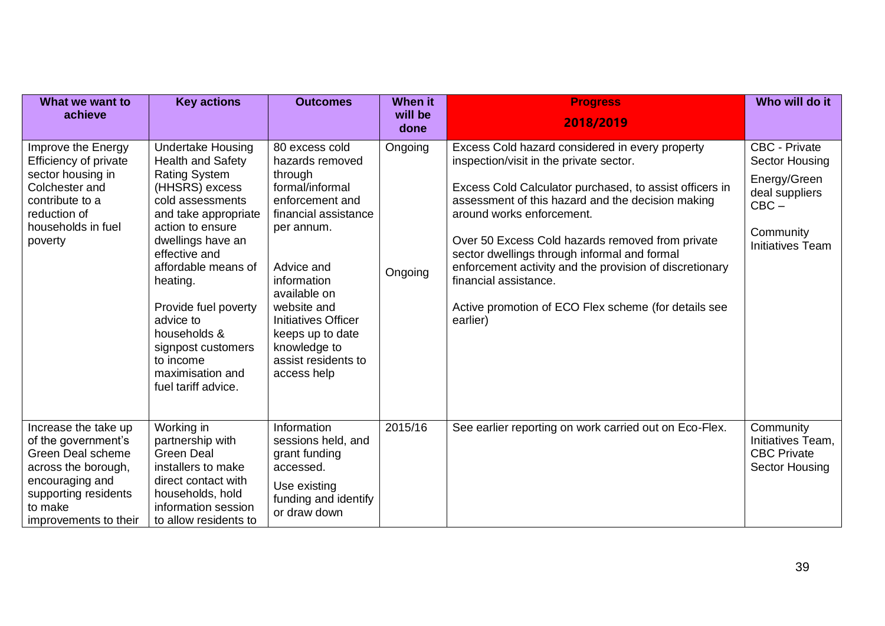| What we want to achieve | Key actions | Outcomes | When it will be done | Progress 2018/2019 | Who will do it |
| --- | --- | --- | --- | --- | --- |
| Improve the Energy Efficiency of private sector housing in Colchester and contribute to a reduction of households in fuel poverty | Undertake Housing Health and Safety Rating System (HHSRS) excess cold assessments and take appropriate action to ensure dwellings have an effective and affordable means of heating.<br><br>Provide fuel poverty advice to households & signpost customers to income maximisation and fuel tariff advice. | 80 excess cold hazards removed through formal/informal enforcement and financial assistance per annum.<br><br>Advice and information available on website and Initiatives Officer keeps up to date knowledge to assist residents to access help | Ongoing<br><br>Ongoing | Excess Cold hazard considered in every property inspection/visit in the private sector.<br><br>Excess Cold Calculator purchased, to assist officers in assessment of this hazard and the decision making around works enforcement.<br><br>Over 50 Excess Cold hazards removed from private sector dwellings through informal and formal enforcement activity and the provision of discretionary financial assistance.<br><br>Active promotion of ECO Flex scheme (for details see earlier) | CBC - Private Sector Housing<br><br>Energy/Green deal suppliers CBC –<br><br>Community Initiatives Team |
| Increase the take up of the government's Green Deal scheme across the borough, encouraging and supporting residents to make improvements to their | Working in partnership with Green Deal installers to make direct contact with households, hold information session to allow residents to | Information sessions held, and grant funding accessed.<br><br>Use existing funding and identify or draw down | 2015/16 | See earlier reporting on work carried out on Eco-Flex. | Community Initiatives Team, CBC Private Sector Housing |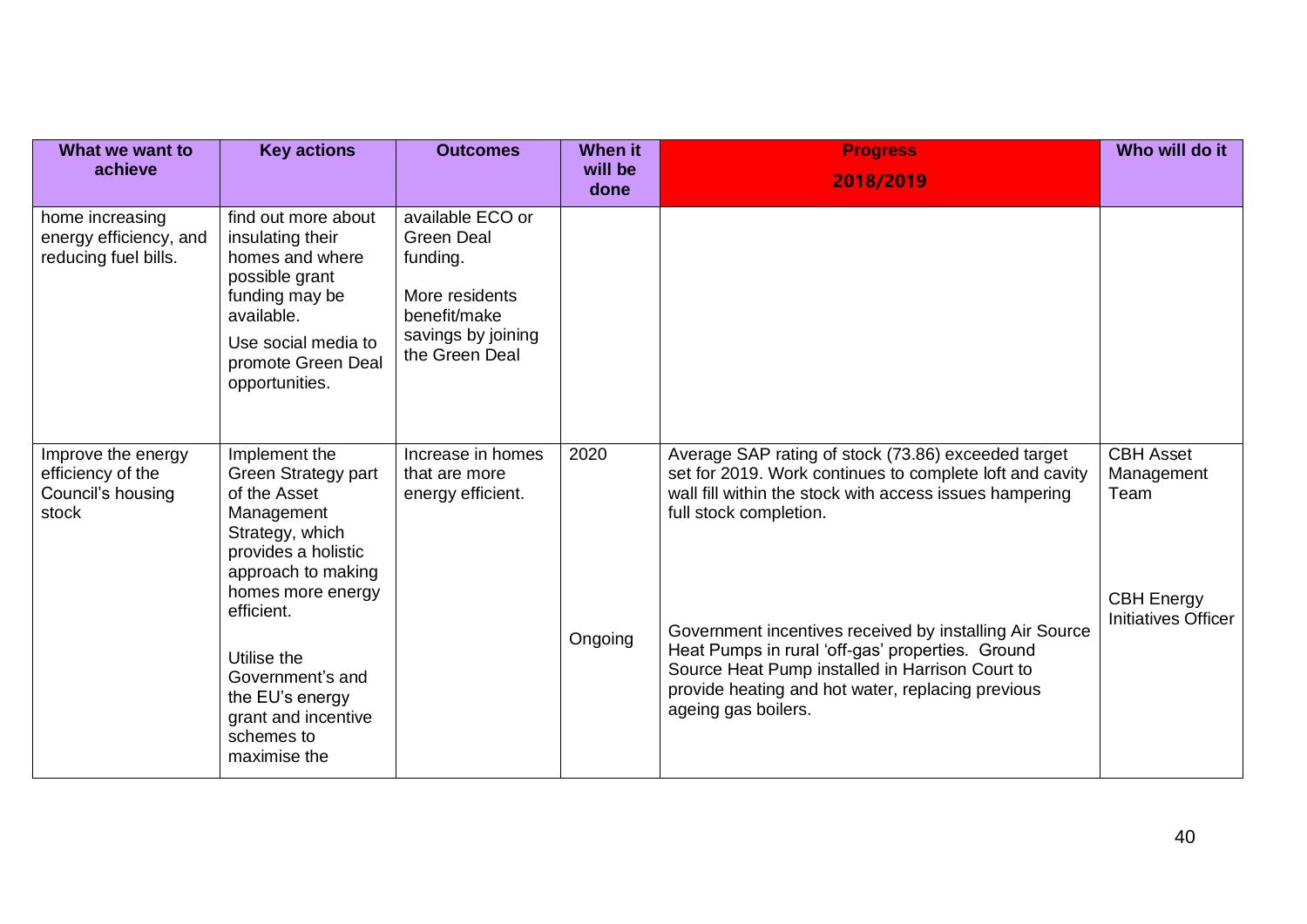| What we want to achieve | Key actions | Outcomes | When it will be done | Progress 2018/2019 | Who will do it |
|---|---|---|---|---|---|
| home increasing energy efficiency, and reducing fuel bills. | find out more about insulating their homes and where possible grant funding may be available.<br><br>Use social media to promote Green Deal opportunities. | available ECO or Green Deal funding.<br><br>More residents benefit/make savings by joining the Green Deal | | | |
| Improve the energy efficiency of the Council's housing stock | Implement the Green Strategy part of the Asset Management Strategy, which provides a holistic approach to making homes more energy efficient.<br><br>Utilise the Government's and the EU's energy grant and incentive schemes to maximise the | Increase in homes that are more energy efficient. | 2020<br><br>Ongoing | Average SAP rating of stock (73.86) exceeded target set for 2019. Work continues to complete loft and cavity wall fill within the stock with access issues hampering full stock completion.<br><br>Government incentives received by installing Air Source Heat Pumps in rural 'off-gas' properties. Ground Source Heat Pump installed in Harrison Court to provide heating and hot water, replacing previous ageing gas boilers. | CBH Asset Management Team<br><br>CBH Energy Initiatives Officer |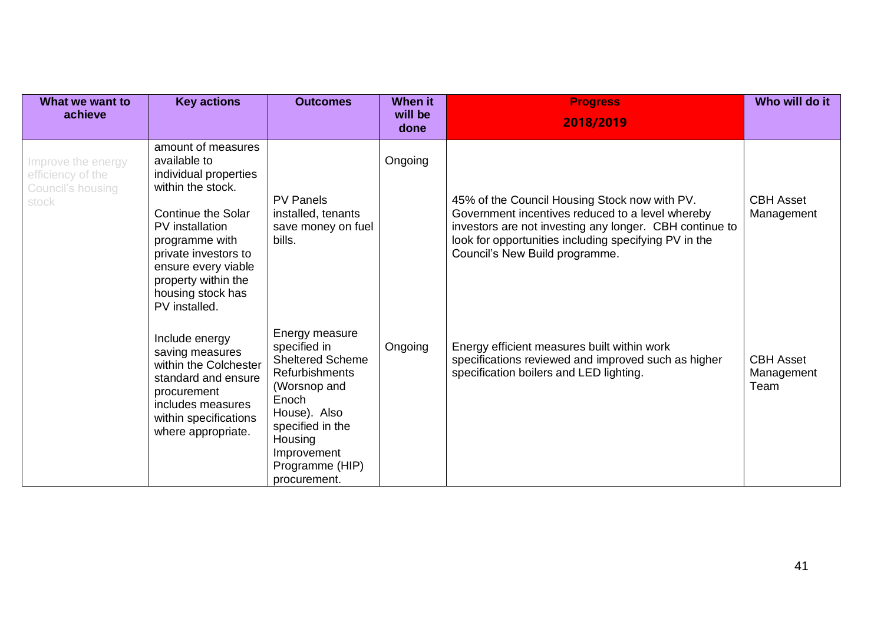| What we want to achieve | Key actions | Outcomes | When it will be done | Progress 2018/2019 | Who will do it |
| --- | --- | --- | --- | --- | --- |
| Improve the energy efficiency of the Council's housing stock | amount of measures available to individual properties within the stock. | | Ongoing | | |
| | Continue the Solar PV installation programme with private investors to ensure every viable property within the housing stock has PV installed. | PV Panels installed, tenants save money on fuel bills. | | 45% of the Council Housing Stock now with PV. Government incentives reduced to a level whereby investors are not investing any longer. CBH continue to look for opportunities including specifying PV in the Council's New Build programme. | CBH Asset Management |
| | Include energy saving measures within the Colchester standard and ensure procurement includes measures within specifications where appropriate. | Energy measure specified in Sheltered Scheme Refurbishments (Worsnop and Enoch House). Also specified in the Housing Improvement Programme (HIP) procurement. | Ongoing | Energy efficient measures built within work specifications reviewed and improved such as higher specification boilers and LED lighting. | CBH Asset Management Team |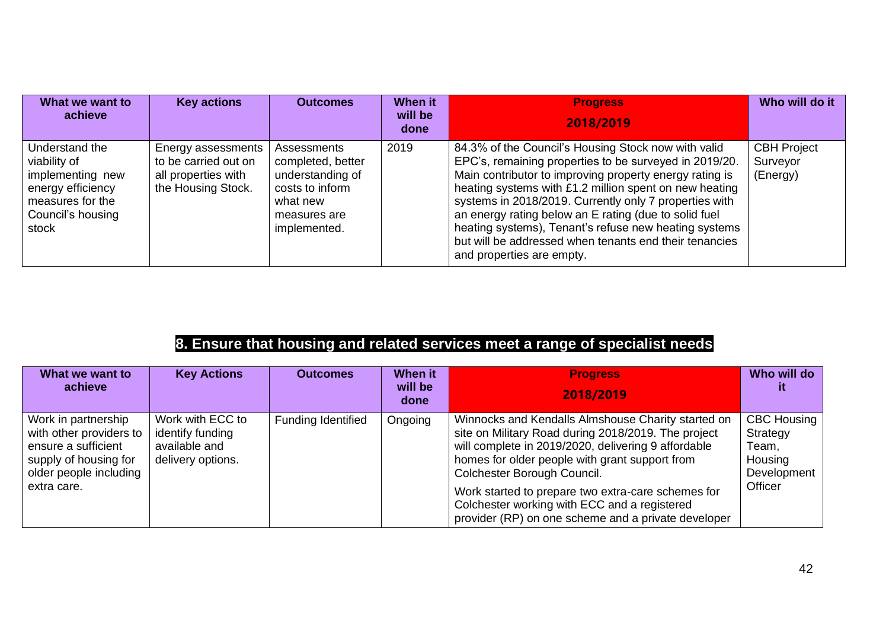| What we want to achieve | Key actions | Outcomes | When it will be done | Progress 2018/2019 | Who will do it |
|---|---|---|---|---|---|
| Understand the viability of implementing new energy efficiency measures for the Council's housing stock | Energy assessments to be carried out on all properties with the Housing Stock. | Assessments completed, better understanding of costs to inform what new measures are implemented. | 2019 | 84.3% of the Council's Housing Stock now with valid EPC's, remaining properties to be surveyed in 2019/20. Main contributor to improving property energy rating is heating systems with £1.2 million spent on new heating systems in 2018/2019. Currently only 7 properties with an energy rating below an E rating (due to solid fuel heating systems), Tenant's refuse new heating systems but will be addressed when tenants end their tenancies and properties are empty. | CBH Project Surveyor (Energy) |

## 8. Ensure that housing and related services meet a range of specialist needs

| What we want to achieve | Key Actions | Outcomes | When it will be done | Progress 2018/2019 | Who will do it |
|---|---|---|---|---|---|
| Work in partnership with other providers to ensure a sufficient supply of housing for older people including extra care. | Work with ECC to identify funding available and delivery options. | Funding Identified | Ongoing | Winnocks and Kendalls Almshouse Charity started on site on Military Road during 2018/2019. The project will complete in 2019/2020, delivering 9 affordable homes for older people with grant support from Colchester Borough Council.<br><br>Work started to prepare two extra-care schemes for Colchester working with ECC and a registered provider (RP) on one scheme and a private developer | CBC Housing Strategy Team, Housing Development Officer |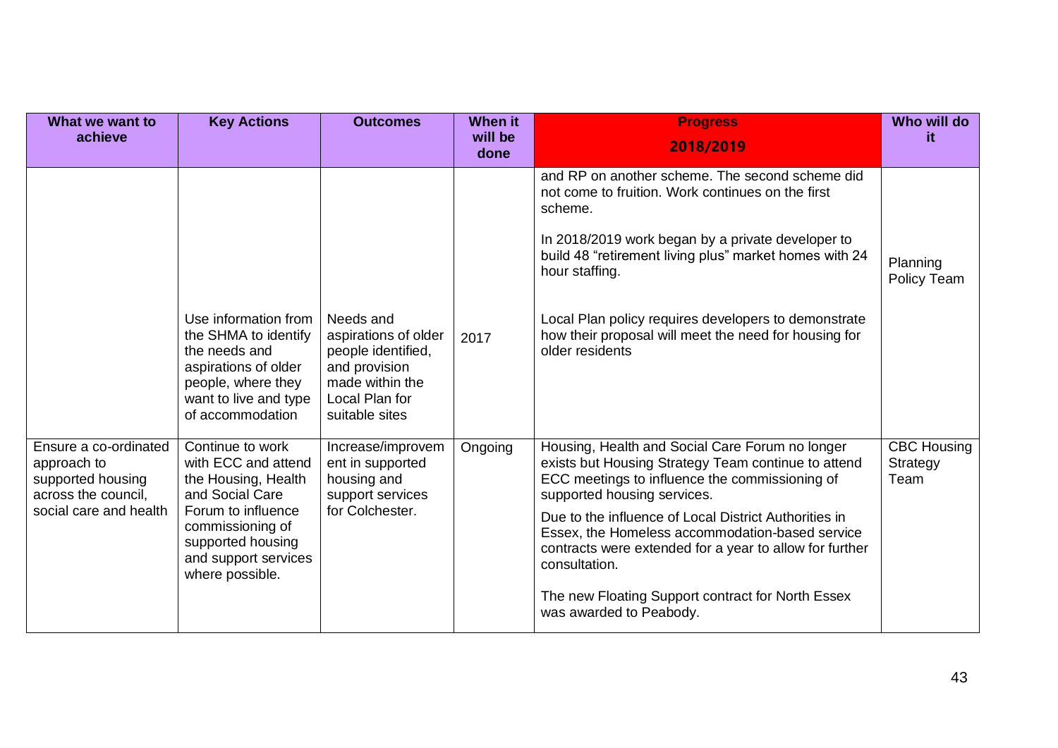| What we want to achieve | Key Actions | Outcomes | When it will be done | Progress 2018/2019 | Who will do it |
|---|---|---|---|---|---|
| | Use information from the SHMA to identify the needs and aspirations of older people, where they want to live and type of accommodation | Needs and aspirations of older people identified, and provision made within the Local Plan for suitable sites | 2017 | and RP on another scheme. The second scheme did not come to fruition. Work continues on the first scheme.<br><br>In 2018/2019 work began by a private developer to build 48 "retirement living plus" market homes with 24 hour staffing.<br><br>Local Plan policy requires developers to demonstrate how their proposal will meet the need for housing for older residents | Planning Policy Team |
| Ensure a co-ordinated approach to supported housing across the council, social care and health | Continue to work with ECC and attend the Housing, Health and Social Care Forum to influence commissioning of supported housing and support services where possible. | Increase/improvement in supported housing and support services for Colchester. | Ongoing | Housing, Health and Social Care Forum no longer exists but Housing Strategy Team continue to attend ECC meetings to influence the commissioning of supported housing services.<br><br>Due to the influence of Local District Authorities in Essex, the Homeless accommodation-based service contracts were extended for a year to allow for further consultation.<br><br>The new Floating Support contract for North Essex was awarded to Peabody. | CBC Housing Strategy Team |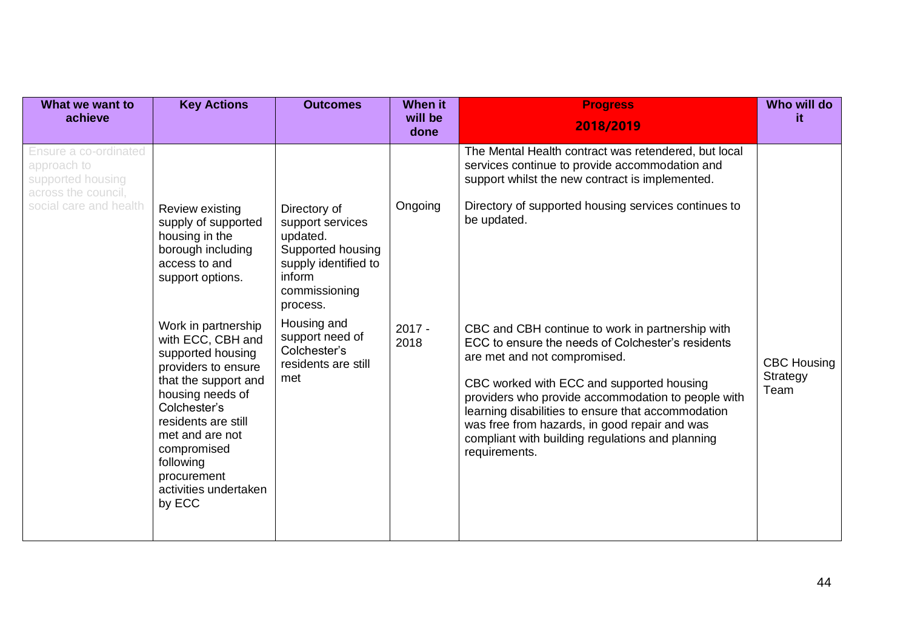| What we want to achieve | Key Actions | Outcomes | When it will be done | Progress 2018/2019 | Who will do it |
|---|---|---|---|---|---|
| Ensure a co-ordinated approach to supported housing across the council, social care and health | Review existing supply of supported housing in the borough including access to and support options. | Directory of support services updated. Supported housing supply identified to inform commissioning process. | Ongoing | The Mental Health contract was retendered, but local services continue to provide accommodation and support whilst the new contract is implemented.<br><br>Directory of supported housing services continues to be updated. | CBC Housing Strategy Team |
| | Work in partnership with ECC, CBH and supported housing providers to ensure that the support and housing needs of Colchester's residents are still met and are not compromised following procurement activities undertaken by ECC | Housing and support need of Colchester's residents are still met | 2017 - 2018 | CBC and CBH continue to work in partnership with ECC to ensure the needs of Colchester's residents are met and not compromised.<br><br>CBC worked with ECC and supported housing providers who provide accommodation to people with learning disabilities to ensure that accommodation was free from hazards, in good repair and was compliant with building regulations and planning requirements. | |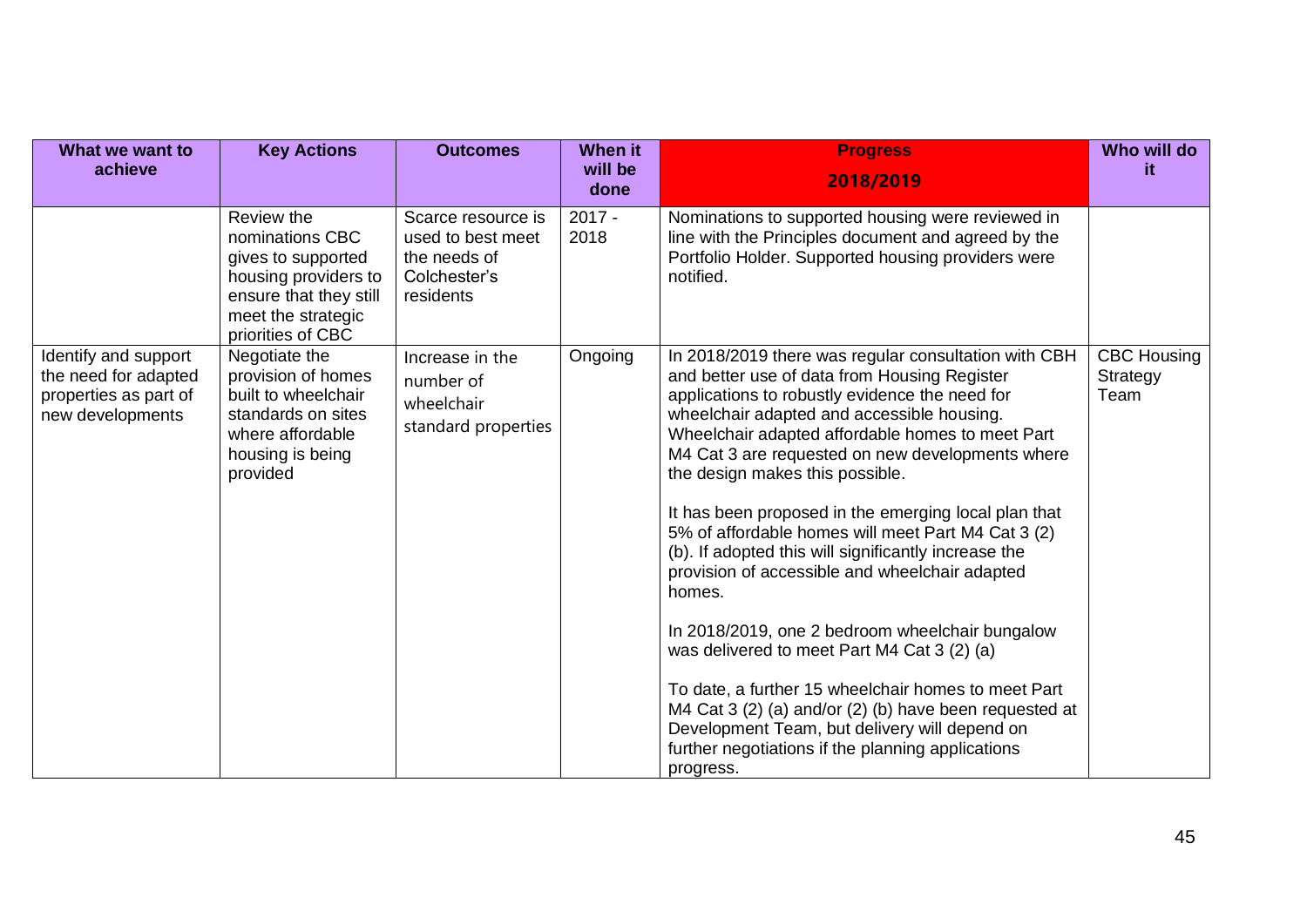| What we want to achieve | Key Actions | Outcomes | When it will be done | Progress 2018/2019 | Who will do it |
|---|---|---|---|---|---|
| | Review the nominations CBC gives to supported housing providers to ensure that they still meet the strategic priorities of CBC | Scarce resource is used to best meet the needs of Colchester's residents | 2017 - 2018 | Nominations to supported housing were reviewed in line with the Principles document and agreed by the Portfolio Holder. Supported housing providers were notified. | |
| Identify and support the need for adapted properties as part of new developments | Negotiate the provision of homes built to wheelchair standards on sites where affordable housing is being provided | Increase in the number of wheelchair standard properties | Ongoing | In 2018/2019 there was regular consultation with CBH and better use of data from Housing Register applications to robustly evidence the need for wheelchair adapted and accessible housing. Wheelchair adapted affordable homes to meet Part M4 Cat 3 are requested on new developments where the design makes this possible.<br><br>It has been proposed in the emerging local plan that 5% of affordable homes will meet Part M4 Cat 3 (2) (b). If adopted this will significantly increase the provision of accessible and wheelchair adapted homes.<br><br>In 2018/2019, one 2 bedroom wheelchair bungalow was delivered to meet Part M4 Cat 3 (2) (a)<br><br>To date, a further 15 wheelchair homes to meet Part M4 Cat 3 (2) (a) and/or (2) (b) have been requested at Development Team, but delivery will depend on further negotiations if the planning applications progress. | CBC Housing Strategy Team |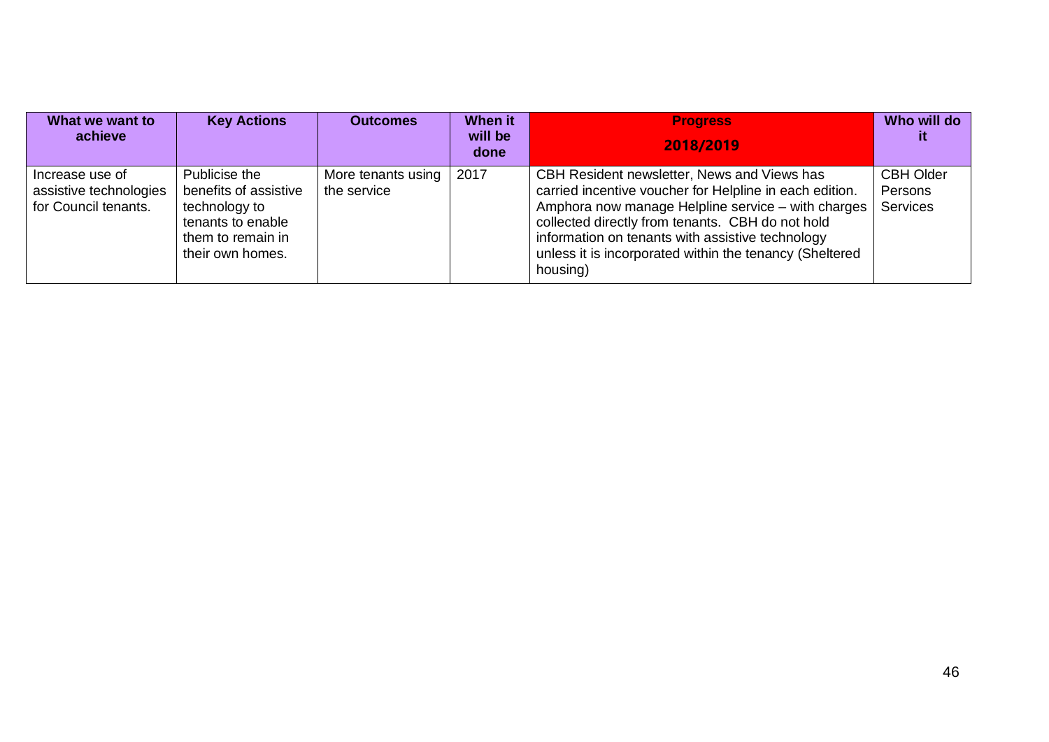| What we want to achieve | Key Actions | Outcomes | When it will be done | Progress 2018/2019 | Who will do it |
|---|---|---|---|---|---|
| Increase use of assistive technologies for Council tenants. | Publicise the benefits of assistive technology to tenants to enable them to remain in their own homes. | More tenants using the service | 2017 | CBH Resident newsletter, News and Views has carried incentive voucher for Helpline in each edition. Amphora now manage Helpline service – with charges collected directly from tenants. CBH do not hold information on tenants with assistive technology unless it is incorporated within the tenancy (Sheltered housing) | CBH Older Persons Services |